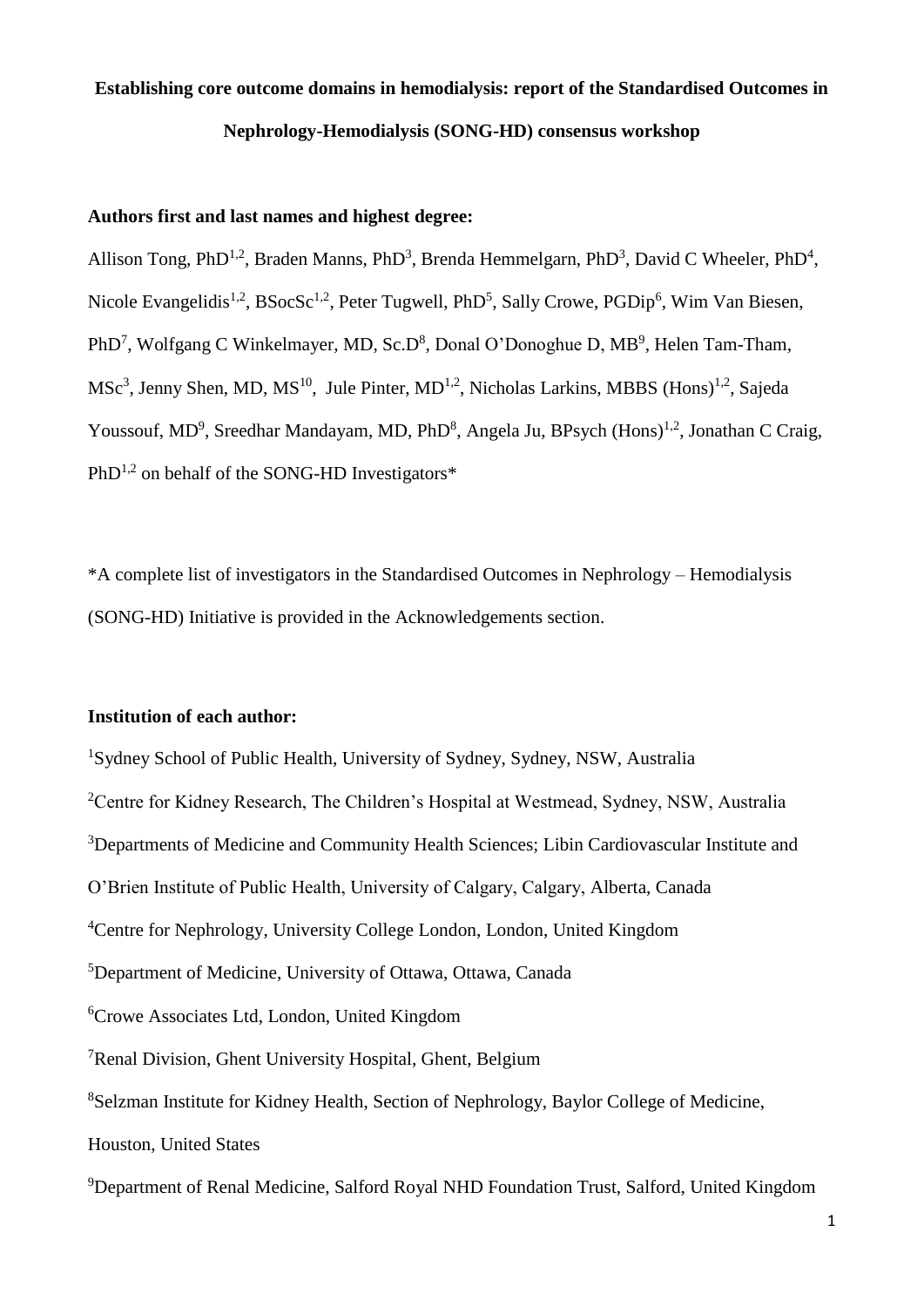# Establishing core outcome domains in hemodialysis: report of the Standardised Outcomes in Nephrology-Hemodialysis (SONG-HD) consensus workshop

**Authors first and last names and highest degree:**

Allison Tong, PhD[1,2], Braden Manns, PhD[3], Brenda Hemmelgarn, PhD[3], David C Wheeler, PhD[4], Nicole Evangelidis[1,2], BSocSc[1,2], Peter Tugwell, PhD[5], Sally Crowe, PGDip[6], Wim Van Biesen, PhD[7], Wolfgang C Winkelmayer, MD, Sc.D[8], Donal O'Donoghue D, MB[9], Helen Tam-Tham, MSc[3], Jenny Shen, MD, MS[10], Jule Pinter, MD[1,2], Nicholas Larkins, MBBS (Hons)[1,2], Sajeda Youssouf, MD[9], Sreedhar Mandayam, MD, PhD[8], Angela Ju, BPsych (Hons)[1,2], Jonathan C Craig, PhD[1,2] on behalf of the SONG-HD Investigators*

*A complete list of investigators in the Standardised Outcomes in Nephrology – Hemodialysis (SONG-HD) Initiative is provided in the Acknowledgements section.

**Institution of each author:**

[1]Sydney School of Public Health, University of Sydney, Sydney, NSW, Australia

[2]Centre for Kidney Research, The Children's Hospital at Westmead, Sydney, NSW, Australia

[3]Departments of Medicine and Community Health Sciences; Libin Cardiovascular Institute and O'Brien Institute of Public Health, University of Calgary, Calgary, Alberta, Canada

[4]Centre for Nephrology, University College London, London, United Kingdom

[5]Department of Medicine, University of Ottawa, Ottawa, Canada

[6]Crowe Associates Ltd, London, United Kingdom

[7]Renal Division, Ghent University Hospital, Ghent, Belgium

[8]Selzman Institute for Kidney Health, Section of Nephrology, Baylor College of Medicine, Houston, United States

[9]Department of Renal Medicine, Salford Royal NHD Foundation Trust, Salford, United Kingdom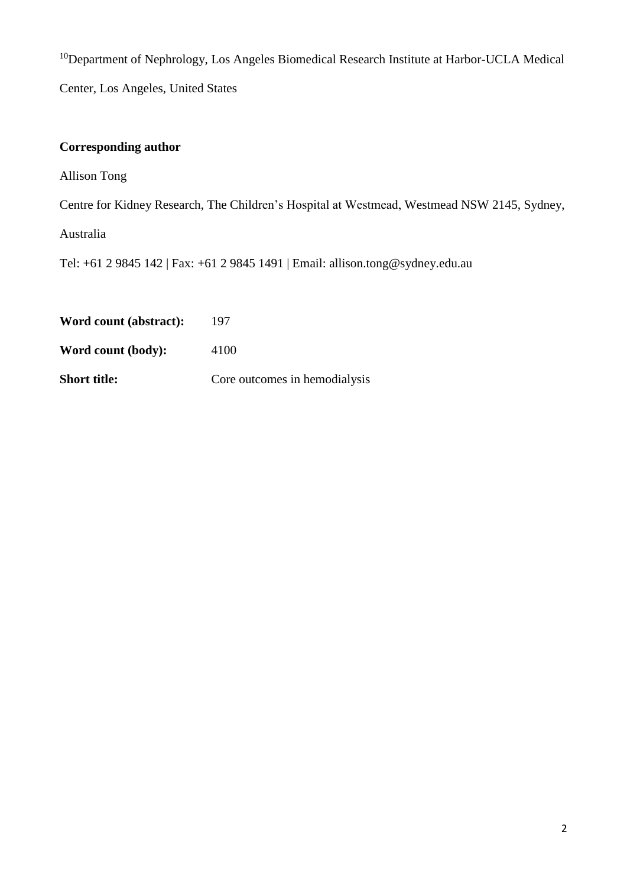[10]Department of Nephrology, Los Angeles Biomedical Research Institute at Harbor-UCLA Medical Center, Los Angeles, United States

**Corresponding author**

Allison Tong

Centre for Kidney Research, The Children's Hospital at Westmead, Westmead NSW 2145, Sydney, Australia

Tel: +61 2 9845 142 | Fax: +61 2 9845 1491 | Email: allison.tong@sydney.edu.au

**Word count (abstract):** 197

**Word count (body):** 4100

**Short title:** Core outcomes in hemodialysis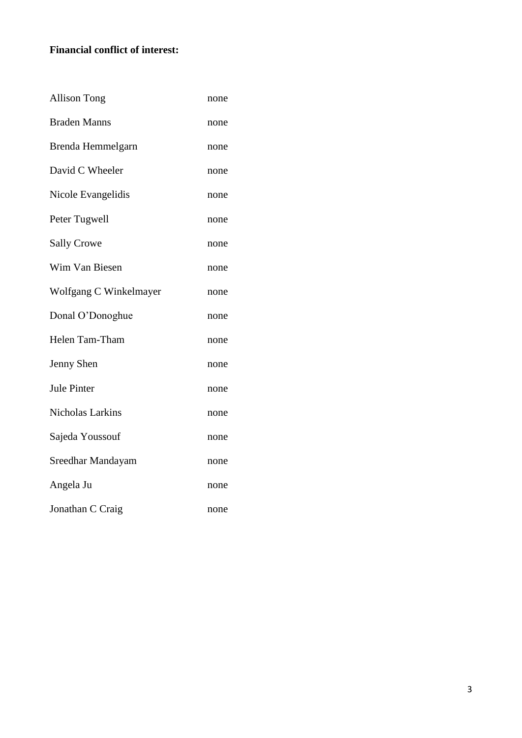**Financial conflict of interest:**

| | |
|---|---|
| Allison Tong | none |
| Braden Manns | none |
| Brenda Hemmelgarn | none |
| David C Wheeler | none |
| Nicole Evangelidis | none |
| Peter Tugwell | none |
| Sally Crowe | none |
| Wim Van Biesen | none |
| Wolfgang C Winkelmayer | none |
| Donal O'Donoghue | none |
| Helen Tam-Tham | none |
| Jenny Shen | none |
| Jule Pinter | none |
| Nicholas Larkins | none |
| Sajeda Youssouf | none |
| Sreedhar Mandayam | none |
| Angela Ju | none |
| Jonathan C Craig | none |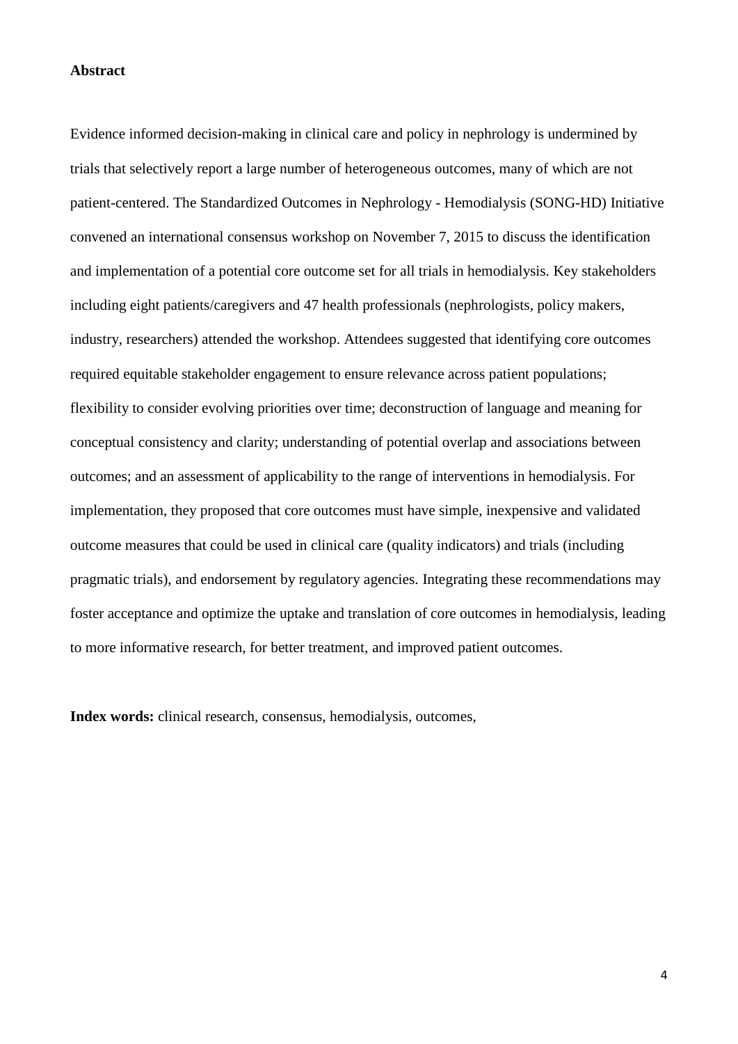## Abstract

Evidence informed decision-making in clinical care and policy in nephrology is undermined by trials that selectively report a large number of heterogeneous outcomes, many of which are not patient-centered. The Standardized Outcomes in Nephrology - Hemodialysis (SONG-HD) Initiative convened an international consensus workshop on November 7, 2015 to discuss the identification and implementation of a potential core outcome set for all trials in hemodialysis. Key stakeholders including eight patients/caregivers and 47 health professionals (nephrologists, policy makers, industry, researchers) attended the workshop. Attendees suggested that identifying core outcomes required equitable stakeholder engagement to ensure relevance across patient populations; flexibility to consider evolving priorities over time; deconstruction of language and meaning for conceptual consistency and clarity; understanding of potential overlap and associations between outcomes; and an assessment of applicability to the range of interventions in hemodialysis. For implementation, they proposed that core outcomes must have simple, inexpensive and validated outcome measures that could be used in clinical care (quality indicators) and trials (including pragmatic trials), and endorsement by regulatory agencies. Integrating these recommendations may foster acceptance and optimize the uptake and translation of core outcomes in hemodialysis, leading to more informative research, for better treatment, and improved patient outcomes.

**Index words:** clinical research, consensus, hemodialysis, outcomes,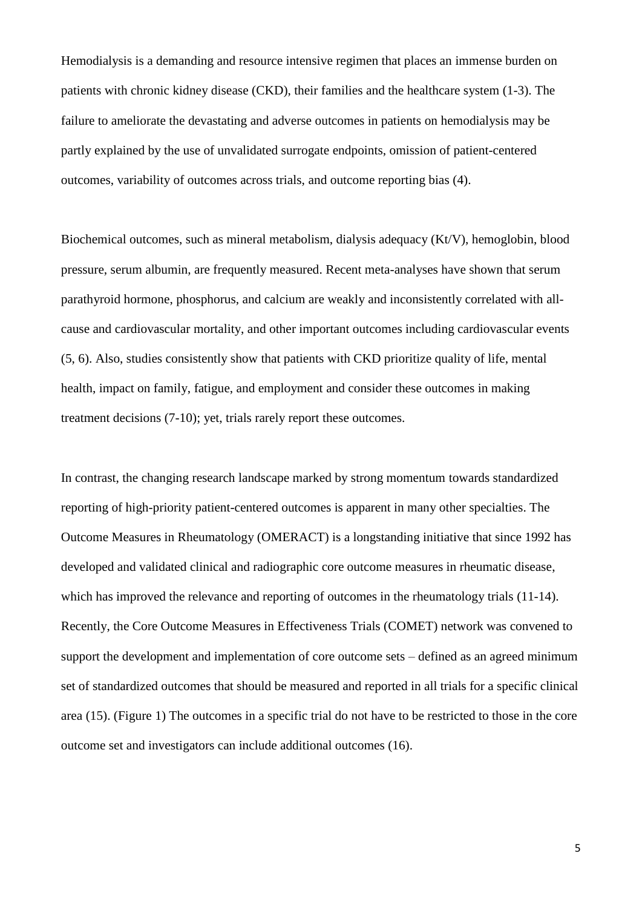Hemodialysis is a demanding and resource intensive regimen that places an immense burden on patients with chronic kidney disease (CKD), their families and the healthcare system (1-3). The failure to ameliorate the devastating and adverse outcomes in patients on hemodialysis may be partly explained by the use of unvalidated surrogate endpoints, omission of patient-centered outcomes, variability of outcomes across trials, and outcome reporting bias (4).

Biochemical outcomes, such as mineral metabolism, dialysis adequacy (Kt/V), hemoglobin, blood pressure, serum albumin, are frequently measured. Recent meta-analyses have shown that serum parathyroid hormone, phosphorus, and calcium are weakly and inconsistently correlated with all-cause and cardiovascular mortality, and other important outcomes including cardiovascular events (5, 6). Also, studies consistently show that patients with CKD prioritize quality of life, mental health, impact on family, fatigue, and employment and consider these outcomes in making treatment decisions (7-10); yet, trials rarely report these outcomes.

In contrast, the changing research landscape marked by strong momentum towards standardized reporting of high-priority patient-centered outcomes is apparent in many other specialties. The Outcome Measures in Rheumatology (OMERACT) is a longstanding initiative that since 1992 has developed and validated clinical and radiographic core outcome measures in rheumatic disease, which has improved the relevance and reporting of outcomes in the rheumatology trials (11-14). Recently, the Core Outcome Measures in Effectiveness Trials (COMET) network was convened to support the development and implementation of core outcome sets – defined as an agreed minimum set of standardized outcomes that should be measured and reported in all trials for a specific clinical area (15). (Figure 1) The outcomes in a specific trial do not have to be restricted to those in the core outcome set and investigators can include additional outcomes (16).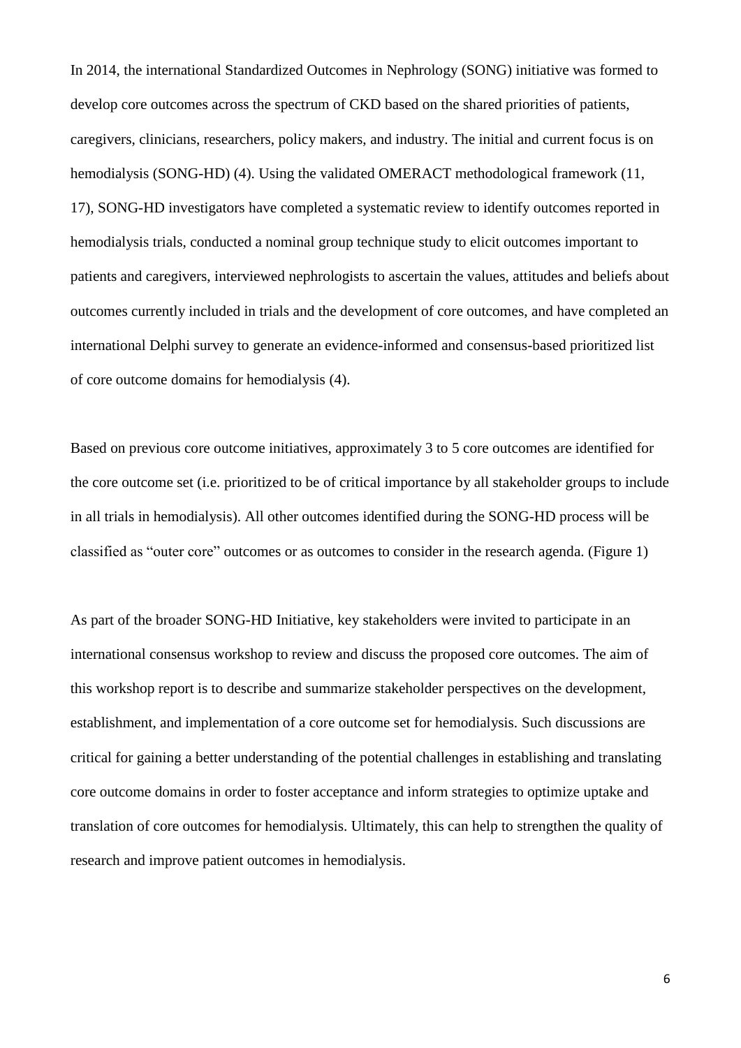In 2014, the international Standardized Outcomes in Nephrology (SONG) initiative was formed to develop core outcomes across the spectrum of CKD based on the shared priorities of patients, caregivers, clinicians, researchers, policy makers, and industry. The initial and current focus is on hemodialysis (SONG-HD) (4). Using the validated OMERACT methodological framework (11, 17), SONG-HD investigators have completed a systematic review to identify outcomes reported in hemodialysis trials, conducted a nominal group technique study to elicit outcomes important to patients and caregivers, interviewed nephrologists to ascertain the values, attitudes and beliefs about outcomes currently included in trials and the development of core outcomes, and have completed an international Delphi survey to generate an evidence-informed and consensus-based prioritized list of core outcome domains for hemodialysis (4).

Based on previous core outcome initiatives, approximately 3 to 5 core outcomes are identified for the core outcome set (i.e. prioritized to be of critical importance by all stakeholder groups to include in all trials in hemodialysis). All other outcomes identified during the SONG-HD process will be classified as "outer core" outcomes or as outcomes to consider in the research agenda. (Figure 1)

As part of the broader SONG-HD Initiative, key stakeholders were invited to participate in an international consensus workshop to review and discuss the proposed core outcomes. The aim of this workshop report is to describe and summarize stakeholder perspectives on the development, establishment, and implementation of a core outcome set for hemodialysis. Such discussions are critical for gaining a better understanding of the potential challenges in establishing and translating core outcome domains in order to foster acceptance and inform strategies to optimize uptake and translation of core outcomes for hemodialysis. Ultimately, this can help to strengthen the quality of research and improve patient outcomes in hemodialysis.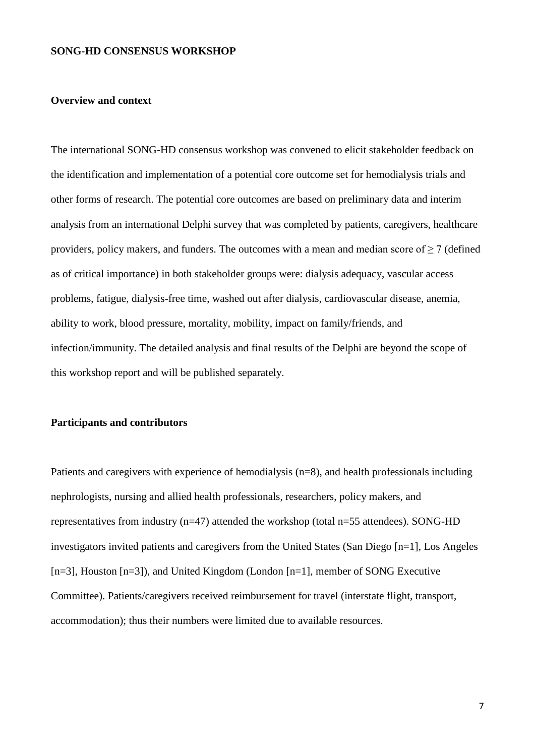## SONG-HD CONSENSUS WORKSHOP

### Overview and context

The international SONG-HD consensus workshop was convened to elicit stakeholder feedback on the identification and implementation of a potential core outcome set for hemodialysis trials and other forms of research. The potential core outcomes are based on preliminary data and interim analysis from an international Delphi survey that was completed by patients, caregivers, healthcare providers, policy makers, and funders. The outcomes with a mean and median score of $\geq 7$ (defined as of critical importance) in both stakeholder groups were: dialysis adequacy, vascular access problems, fatigue, dialysis-free time, washed out after dialysis, cardiovascular disease, anemia, ability to work, blood pressure, mortality, mobility, impact on family/friends, and infection/immunity. The detailed analysis and final results of the Delphi are beyond the scope of this workshop report and will be published separately.

### Participants and contributors

Patients and caregivers with experience of hemodialysis (n=8), and health professionals including nephrologists, nursing and allied health professionals, researchers, policy makers, and representatives from industry (n=47) attended the workshop (total n=55 attendees). SONG-HD investigators invited patients and caregivers from the United States (San Diego [n=1], Los Angeles [n=3], Houston [n=3]), and United Kingdom (London [n=1], member of SONG Executive Committee). Patients/caregivers received reimbursement for travel (interstate flight, transport, accommodation); thus their numbers were limited due to available resources.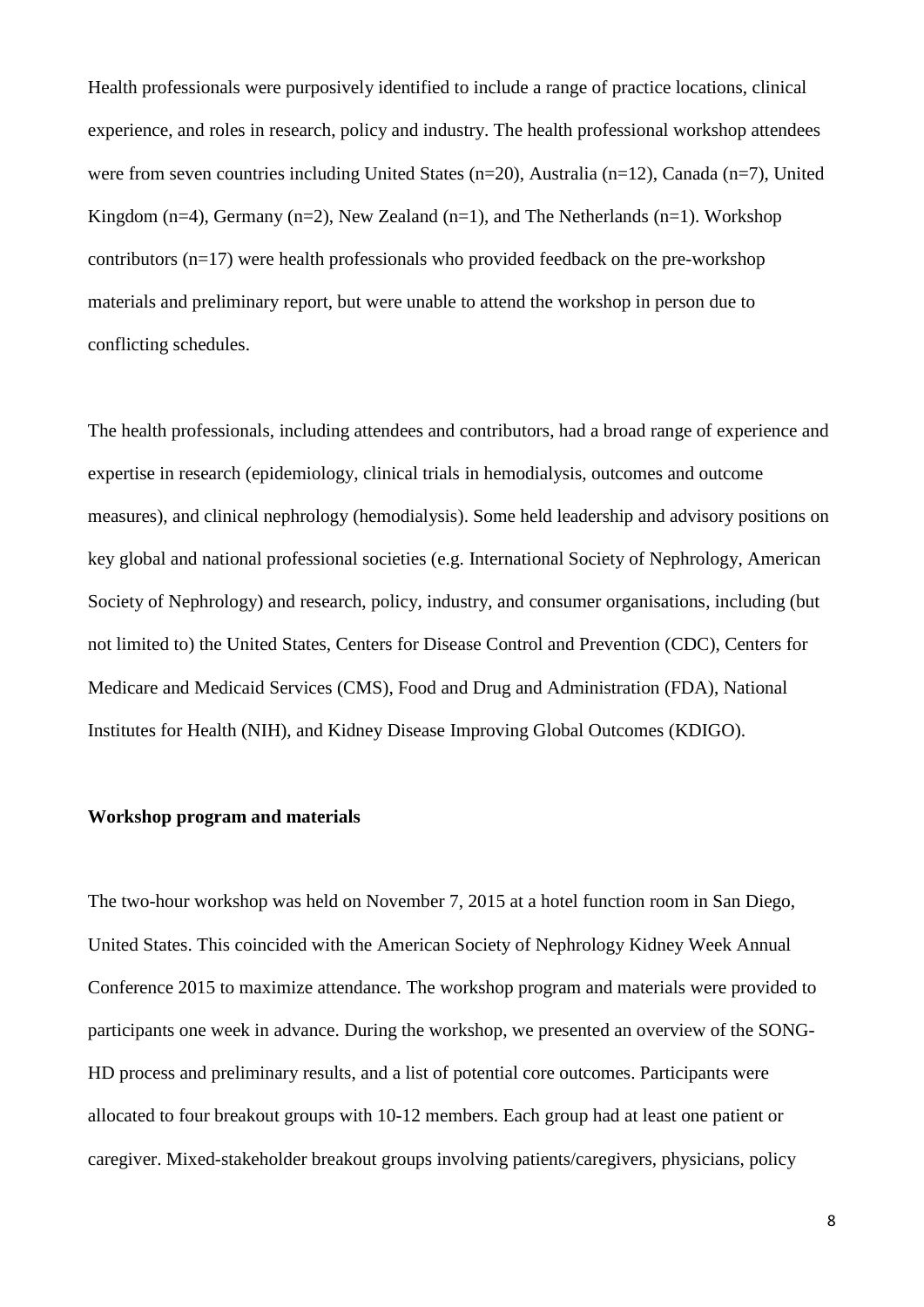Health professionals were purposively identified to include a range of practice locations, clinical experience, and roles in research, policy and industry. The health professional workshop attendees were from seven countries including United States (n=20), Australia (n=12), Canada (n=7), United Kingdom (n=4), Germany (n=2), New Zealand (n=1), and The Netherlands (n=1). Workshop contributors (n=17) were health professionals who provided feedback on the pre-workshop materials and preliminary report, but were unable to attend the workshop in person due to conflicting schedules.

The health professionals, including attendees and contributors, had a broad range of experience and expertise in research (epidemiology, clinical trials in hemodialysis, outcomes and outcome measures), and clinical nephrology (hemodialysis). Some held leadership and advisory positions on key global and national professional societies (e.g. International Society of Nephrology, American Society of Nephrology) and research, policy, industry, and consumer organisations, including (but not limited to) the United States, Centers for Disease Control and Prevention (CDC), Centers for Medicare and Medicaid Services (CMS), Food and Drug and Administration (FDA), National Institutes for Health (NIH), and Kidney Disease Improving Global Outcomes (KDIGO).

**Workshop program and materials**

The two-hour workshop was held on November 7, 2015 at a hotel function room in San Diego, United States. This coincided with the American Society of Nephrology Kidney Week Annual Conference 2015 to maximize attendance. The workshop program and materials were provided to participants one week in advance. During the workshop, we presented an overview of the SONG-HD process and preliminary results, and a list of potential core outcomes. Participants were allocated to four breakout groups with 10-12 members. Each group had at least one patient or caregiver. Mixed-stakeholder breakout groups involving patients/caregivers, physicians, policy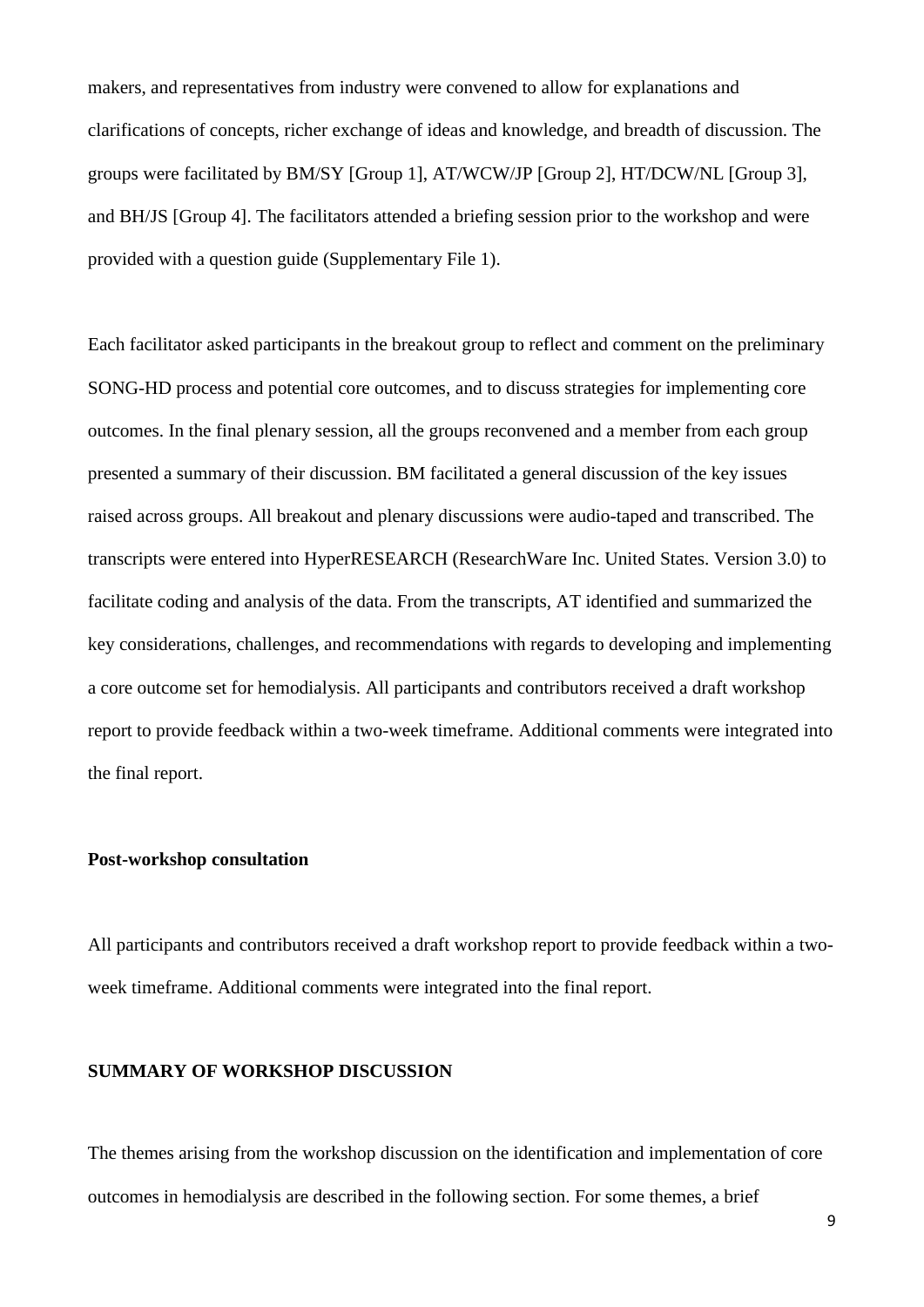makers, and representatives from industry were convened to allow for explanations and clarifications of concepts, richer exchange of ideas and knowledge, and breadth of discussion. The groups were facilitated by BM/SY [Group 1], AT/WCW/JP [Group 2], HT/DCW/NL [Group 3], and BH/JS [Group 4]. The facilitators attended a briefing session prior to the workshop and were provided with a question guide (Supplementary File 1).

Each facilitator asked participants in the breakout group to reflect and comment on the preliminary SONG-HD process and potential core outcomes, and to discuss strategies for implementing core outcomes. In the final plenary session, all the groups reconvened and a member from each group presented a summary of their discussion. BM facilitated a general discussion of the key issues raised across groups. All breakout and plenary discussions were audio-taped and transcribed. The transcripts were entered into HyperRESEARCH (ResearchWare Inc. United States. Version 3.0) to facilitate coding and analysis of the data. From the transcripts, AT identified and summarized the key considerations, challenges, and recommendations with regards to developing and implementing a core outcome set for hemodialysis. All participants and contributors received a draft workshop report to provide feedback within a two-week timeframe. Additional comments were integrated into the final report.

### Post-workshop consultation

All participants and contributors received a draft workshop report to provide feedback within a two-week timeframe. Additional comments were integrated into the final report.

## SUMMARY OF WORKSHOP DISCUSSION

The themes arising from the workshop discussion on the identification and implementation of core outcomes in hemodialysis are described in the following section. For some themes, a brief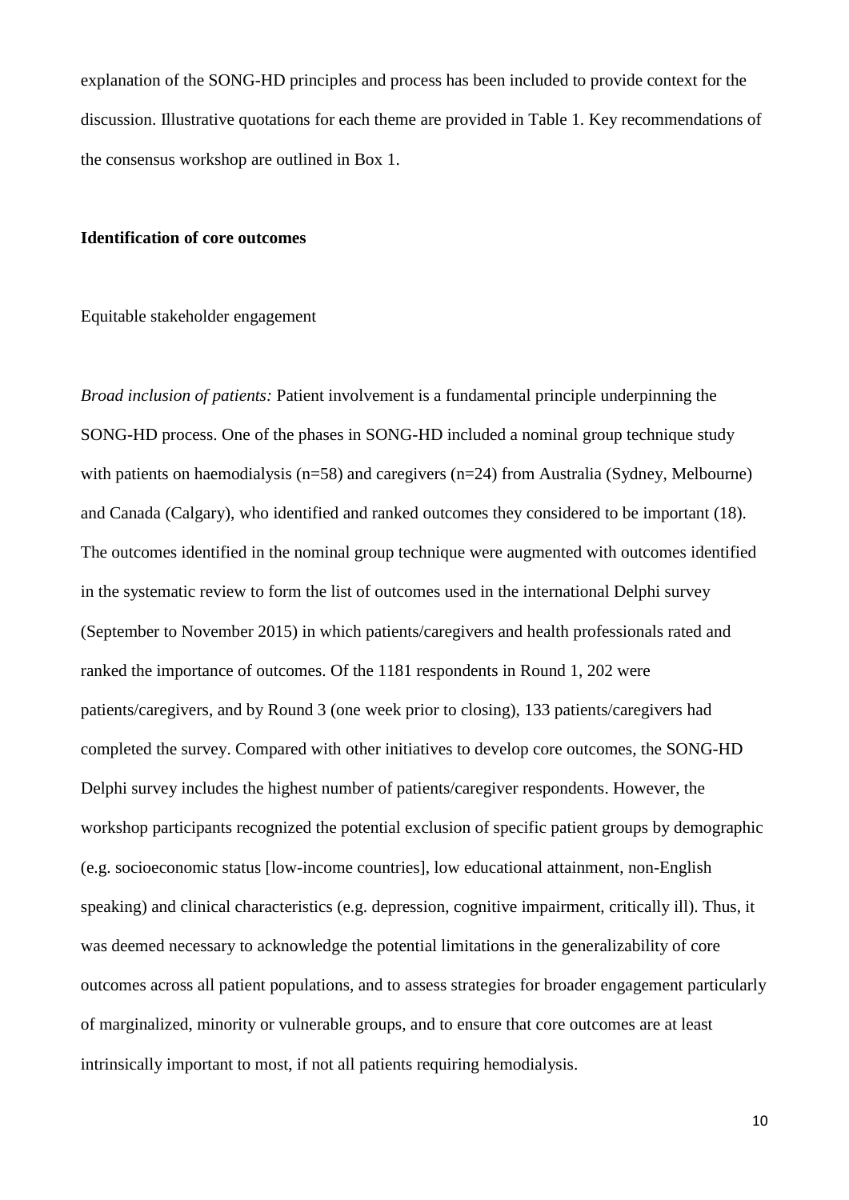explanation of the SONG-HD principles and process has been included to provide context for the discussion. Illustrative quotations for each theme are provided in Table 1. Key recommendations of the consensus workshop are outlined in Box 1.

**Identification of core outcomes**

Equitable stakeholder engagement

*Broad inclusion of patients:* Patient involvement is a fundamental principle underpinning the SONG-HD process. One of the phases in SONG-HD included a nominal group technique study with patients on haemodialysis (n=58) and caregivers (n=24) from Australia (Sydney, Melbourne) and Canada (Calgary), who identified and ranked outcomes they considered to be important (18). The outcomes identified in the nominal group technique were augmented with outcomes identified in the systematic review to form the list of outcomes used in the international Delphi survey (September to November 2015) in which patients/caregivers and health professionals rated and ranked the importance of outcomes. Of the 1181 respondents in Round 1, 202 were patients/caregivers, and by Round 3 (one week prior to closing), 133 patients/caregivers had completed the survey. Compared with other initiatives to develop core outcomes, the SONG-HD Delphi survey includes the highest number of patients/caregiver respondents. However, the workshop participants recognized the potential exclusion of specific patient groups by demographic (e.g. socioeconomic status [low-income countries], low educational attainment, non-English speaking) and clinical characteristics (e.g. depression, cognitive impairment, critically ill). Thus, it was deemed necessary to acknowledge the potential limitations in the generalizability of core outcomes across all patient populations, and to assess strategies for broader engagement particularly of marginalized, minority or vulnerable groups, and to ensure that core outcomes are at least intrinsically important to most, if not all patients requiring hemodialysis.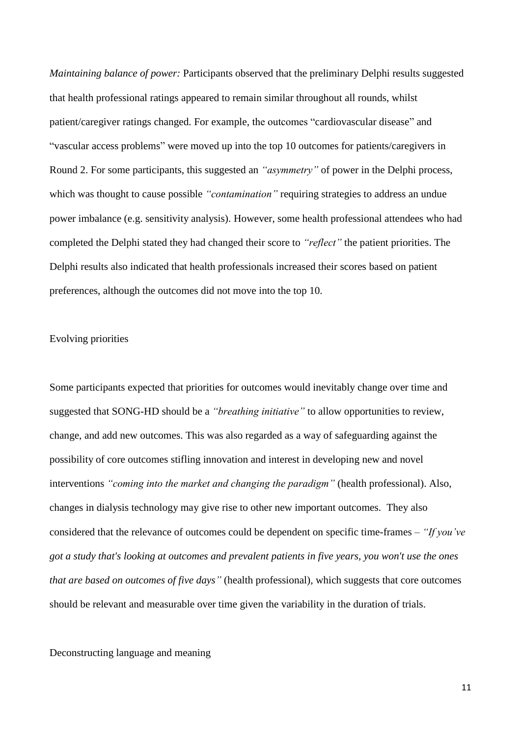*Maintaining balance of power:* Participants observed that the preliminary Delphi results suggested that health professional ratings appeared to remain similar throughout all rounds, whilst patient/caregiver ratings changed. For example, the outcomes "cardiovascular disease" and "vascular access problems" were moved up into the top 10 outcomes for patients/caregivers in Round 2. For some participants, this suggested an *"asymmetry"* of power in the Delphi process, which was thought to cause possible *"contamination"* requiring strategies to address an undue power imbalance (e.g. sensitivity analysis). However, some health professional attendees who had completed the Delphi stated they had changed their score to *"reflect"* the patient priorities. The Delphi results also indicated that health professionals increased their scores based on patient preferences, although the outcomes did not move into the top 10.

## Evolving priorities

Some participants expected that priorities for outcomes would inevitably change over time and suggested that SONG-HD should be a *"breathing initiative"* to allow opportunities to review, change, and add new outcomes. This was also regarded as a way of safeguarding against the possibility of core outcomes stifling innovation and interest in developing new and novel interventions *"coming into the market and changing the paradigm"* (health professional). Also, changes in dialysis technology may give rise to other new important outcomes. They also considered that the relevance of outcomes could be dependent on specific time-frames – *"If you've got a study that's looking at outcomes and prevalent patients in five years, you won't use the ones that are based on outcomes of five days"* (health professional), which suggests that core outcomes should be relevant and measurable over time given the variability in the duration of trials.

## Deconstructing language and meaning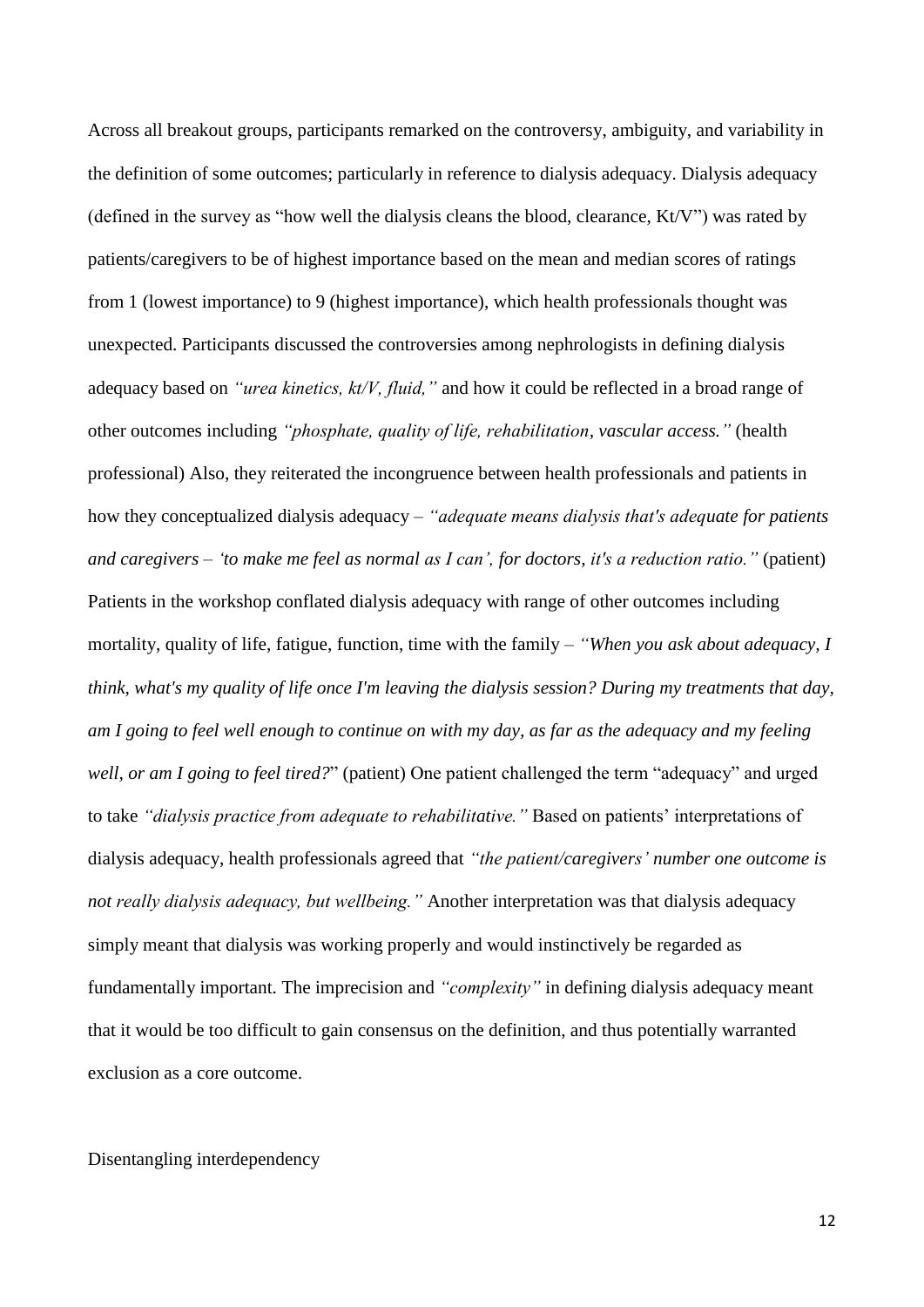Across all breakout groups, participants remarked on the controversy, ambiguity, and variability in the definition of some outcomes; particularly in reference to dialysis adequacy. Dialysis adequacy (defined in the survey as "how well the dialysis cleans the blood, clearance, Kt/V") was rated by patients/caregivers to be of highest importance based on the mean and median scores of ratings from 1 (lowest importance) to 9 (highest importance), which health professionals thought was unexpected. Participants discussed the controversies among nephrologists in defining dialysis adequacy based on *"urea kinetics, kt/V, fluid,"* and how it could be reflected in a broad range of other outcomes including *"phosphate, quality of life, rehabilitation, vascular access."* (health professional) Also, they reiterated the incongruence between health professionals and patients in how they conceptualized dialysis adequacy – *"adequate means dialysis that's adequate for patients and caregivers – 'to make me feel as normal as I can', for doctors, it's a reduction ratio."* (patient) Patients in the workshop conflated dialysis adequacy with range of other outcomes including mortality, quality of life, fatigue, function, time with the family – *"When you ask about adequacy, I think, what's my quality of life once I'm leaving the dialysis session? During my treatments that day, am I going to feel well enough to continue on with my day, as far as the adequacy and my feeling well, or am I going to feel tired?"* (patient) One patient challenged the term "adequacy" and urged to take *"dialysis practice from adequate to rehabilitative."* Based on patients' interpretations of dialysis adequacy, health professionals agreed that *"the patient/caregivers' number one outcome is not really dialysis adequacy, but wellbeing."* Another interpretation was that dialysis adequacy simply meant that dialysis was working properly and would instinctively be regarded as fundamentally important. The imprecision and *"complexity"* in defining dialysis adequacy meant that it would be too difficult to gain consensus on the definition, and thus potentially warranted exclusion as a core outcome.

Disentangling interdependency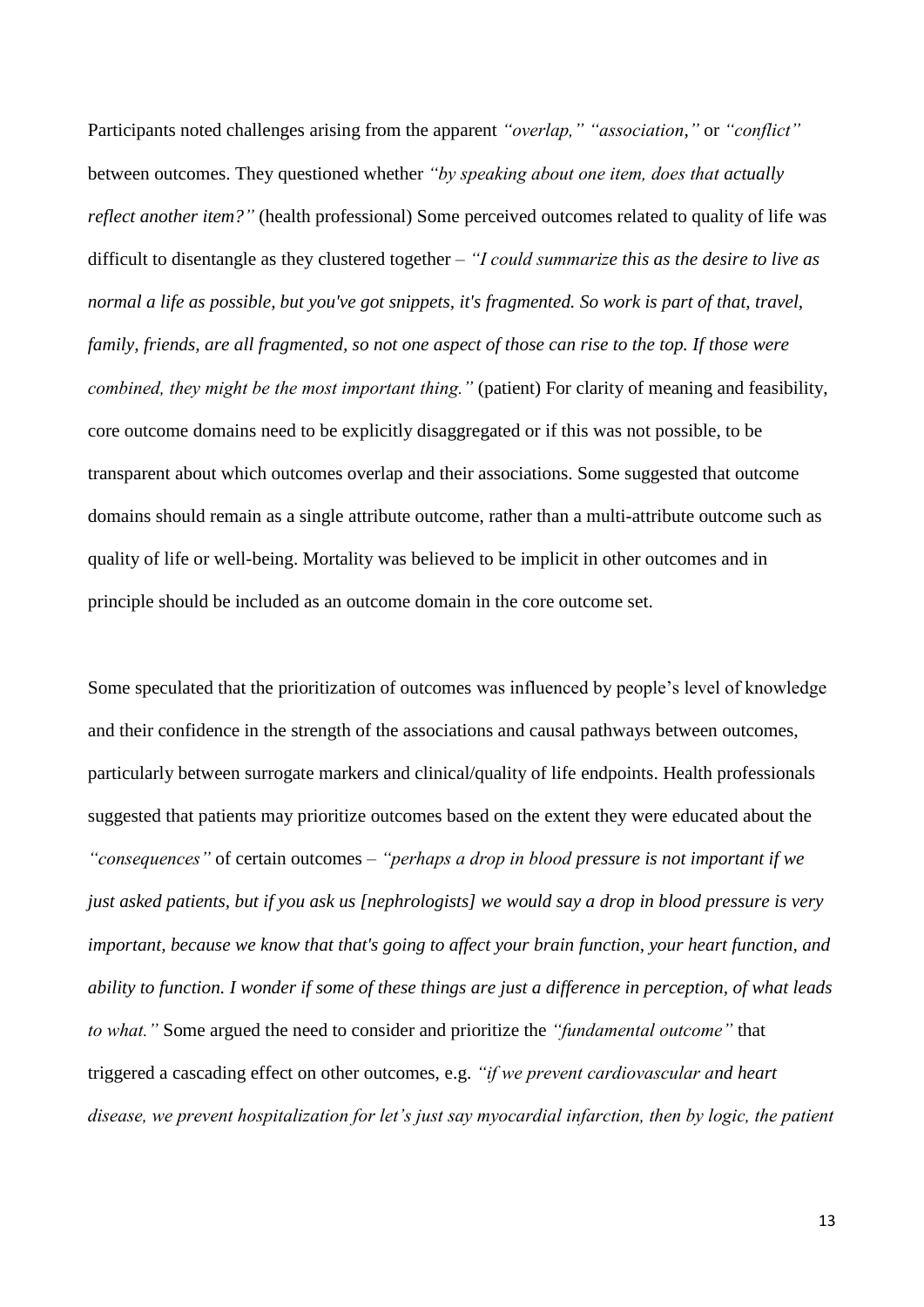Participants noted challenges arising from the apparent *"overlap," "association,"* or *"conflict"* between outcomes. They questioned whether *"by speaking about one item, does that actually reflect another item?"* (health professional) Some perceived outcomes related to quality of life was difficult to disentangle as they clustered together – *"I could summarize this as the desire to live as normal a life as possible, but you've got snippets, it's fragmented. So work is part of that, travel, family, friends, are all fragmented, so not one aspect of those can rise to the top. If those were combined, they might be the most important thing."* (patient) For clarity of meaning and feasibility, core outcome domains need to be explicitly disaggregated or if this was not possible, to be transparent about which outcomes overlap and their associations. Some suggested that outcome domains should remain as a single attribute outcome, rather than a multi-attribute outcome such as quality of life or well-being. Mortality was believed to be implicit in other outcomes and in principle should be included as an outcome domain in the core outcome set.

Some speculated that the prioritization of outcomes was influenced by people's level of knowledge and their confidence in the strength of the associations and causal pathways between outcomes, particularly between surrogate markers and clinical/quality of life endpoints. Health professionals suggested that patients may prioritize outcomes based on the extent they were educated about the *"consequences"* of certain outcomes – *"perhaps a drop in blood pressure is not important if we just asked patients, but if you ask us [nephrologists] we would say a drop in blood pressure is very important, because we know that that's going to affect your brain function, your heart function, and ability to function. I wonder if some of these things are just a difference in perception, of what leads to what."* Some argued the need to consider and prioritize the *"fundamental outcome"* that triggered a cascading effect on other outcomes, e.g. *"if we prevent cardiovascular and heart disease, we prevent hospitalization for let's just say myocardial infarction, then by logic, the patient*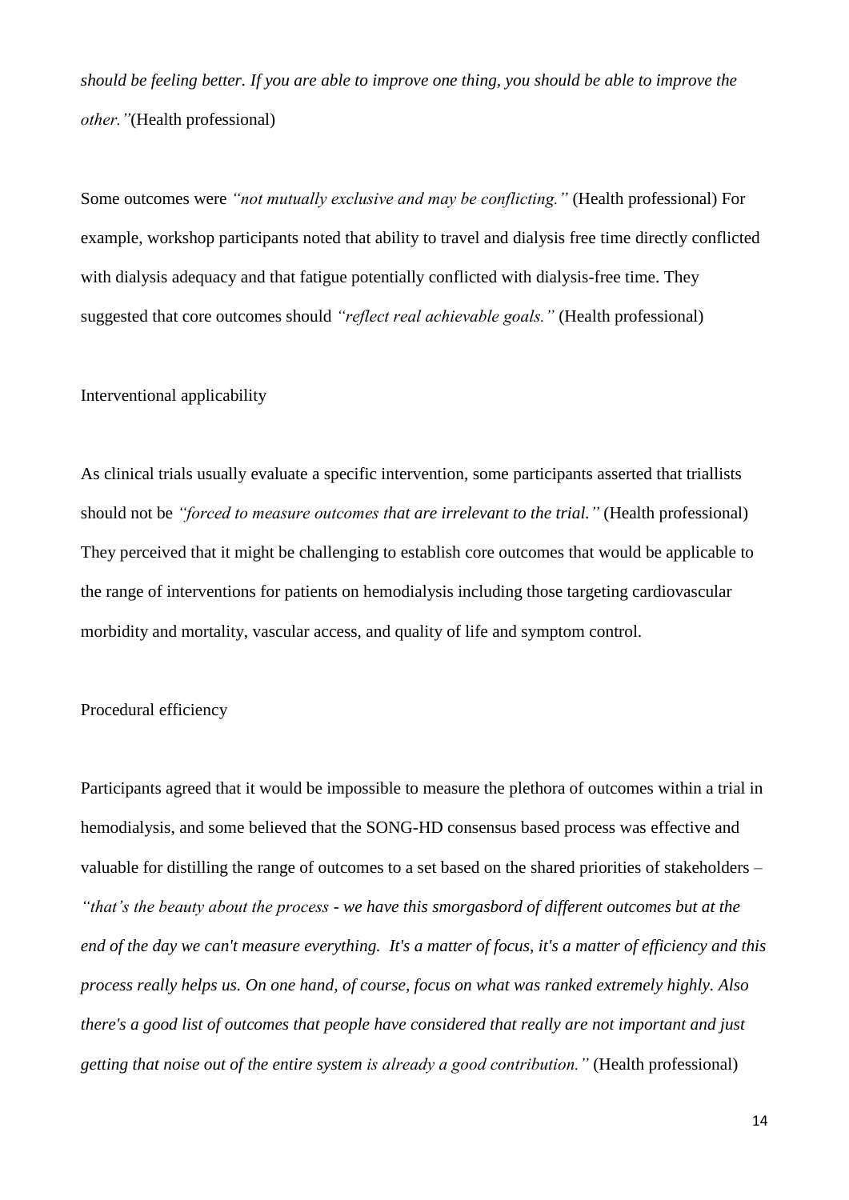*should be feeling better. If you are able to improve one thing, you should be able to improve the other."*(Health professional)

Some outcomes were *"not mutually exclusive and may be conflicting."* (Health professional) For example, workshop participants noted that ability to travel and dialysis free time directly conflicted with dialysis adequacy and that fatigue potentially conflicted with dialysis-free time. They suggested that core outcomes should *"reflect real achievable goals."* (Health professional)

### Interventional applicability

As clinical trials usually evaluate a specific intervention, some participants asserted that triallists should not be *"forced to measure outcomes that are irrelevant to the trial."* (Health professional) They perceived that it might be challenging to establish core outcomes that would be applicable to the range of interventions for patients on hemodialysis including those targeting cardiovascular morbidity and mortality, vascular access, and quality of life and symptom control.

### Procedural efficiency

Participants agreed that it would be impossible to measure the plethora of outcomes within a trial in hemodialysis, and some believed that the SONG-HD consensus based process was effective and valuable for distilling the range of outcomes to a set based on the shared priorities of stakeholders – *"that's the beauty about the process - we have this smorgasbord of different outcomes but at the end of the day we can't measure everything. It's a matter of focus, it's a matter of efficiency and this process really helps us. On one hand, of course, focus on what was ranked extremely highly. Also there's a good list of outcomes that people have considered that really are not important and just getting that noise out of the entire system is already a good contribution."* (Health professional)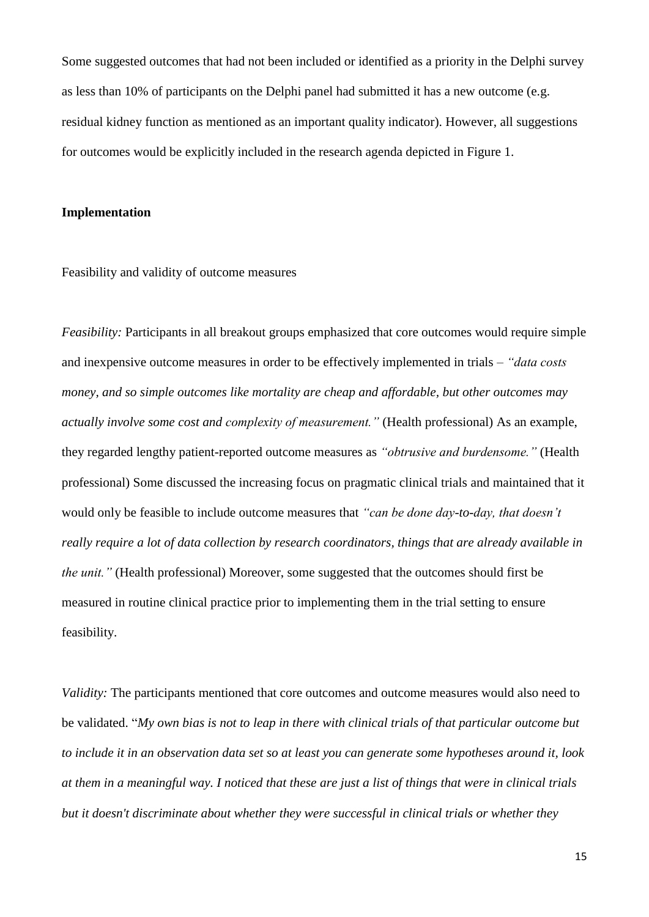Some suggested outcomes that had not been included or identified as a priority in the Delphi survey as less than 10% of participants on the Delphi panel had submitted it has a new outcome (e.g. residual kidney function as mentioned as an important quality indicator). However, all suggestions for outcomes would be explicitly included in the research agenda depicted in Figure 1.

**Implementation**

Feasibility and validity of outcome measures

*Feasibility:* Participants in all breakout groups emphasized that core outcomes would require simple and inexpensive outcome measures in order to be effectively implemented in trials – *"data costs money, and so simple outcomes like mortality are cheap and affordable, but other outcomes may actually involve some cost and complexity of measurement."* (Health professional) As an example, they regarded lengthy patient-reported outcome measures as *"obtrusive and burdensome."* (Health professional) Some discussed the increasing focus on pragmatic clinical trials and maintained that it would only be feasible to include outcome measures that *"can be done day-to-day, that doesn't really require a lot of data collection by research coordinators, things that are already available in the unit."* (Health professional) Moreover, some suggested that the outcomes should first be measured in routine clinical practice prior to implementing them in the trial setting to ensure feasibility.

*Validity:* The participants mentioned that core outcomes and outcome measures would also need to be validated. "*My own bias is not to leap in there with clinical trials of that particular outcome but to include it in an observation data set so at least you can generate some hypotheses around it, look at them in a meaningful way. I noticed that these are just a list of things that were in clinical trials but it doesn't discriminate about whether they were successful in clinical trials or whether they*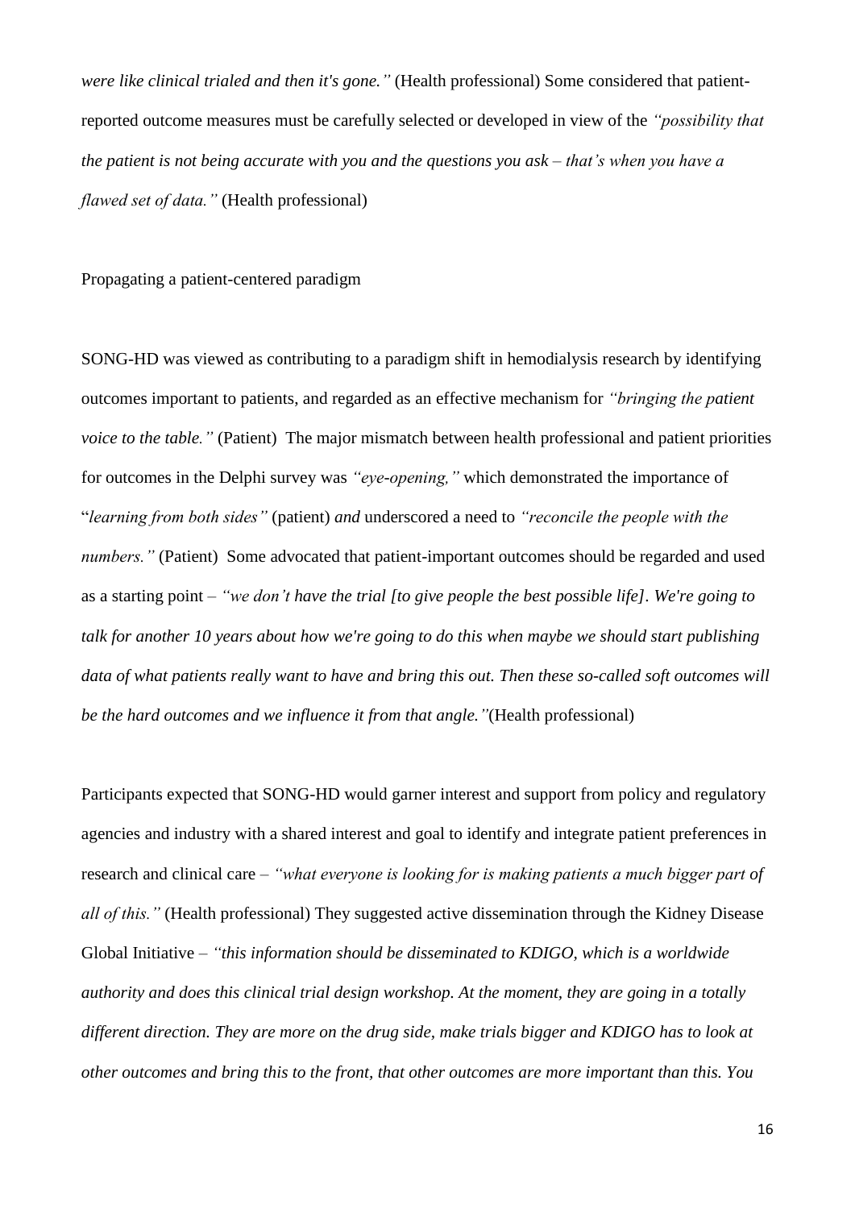*were like clinical trialed and then it's gone."* (Health professional) Some considered that patient-reported outcome measures must be carefully selected or developed in view of the *"possibility that the patient is not being accurate with you and the questions you ask – that's when you have a flawed set of data."* (Health professional)

## Propagating a patient-centered paradigm

SONG-HD was viewed as contributing to a paradigm shift in hemodialysis research by identifying outcomes important to patients, and regarded as an effective mechanism for *"bringing the patient voice to the table."* (Patient) The major mismatch between health professional and patient priorities for outcomes in the Delphi survey was *"eye-opening,"* which demonstrated the importance of "*learning from both sides"* (patient) *and* underscored a need to *"reconcile the people with the numbers."* (Patient) Some advocated that patient-important outcomes should be regarded and used as a starting point – *"we don't have the trial [to give people the best possible life]. We're going to talk for another 10 years about how we're going to do this when maybe we should start publishing data of what patients really want to have and bring this out. Then these so-called soft outcomes will be the hard outcomes and we influence it from that angle."*(Health professional)

Participants expected that SONG-HD would garner interest and support from policy and regulatory agencies and industry with a shared interest and goal to identify and integrate patient preferences in research and clinical care – *"what everyone is looking for is making patients a much bigger part of all of this."* (Health professional) They suggested active dissemination through the Kidney Disease Global Initiative – *"this information should be disseminated to KDIGO, which is a worldwide authority and does this clinical trial design workshop. At the moment, they are going in a totally different direction. They are more on the drug side, make trials bigger and KDIGO has to look at other outcomes and bring this to the front, that other outcomes are more important than this. You*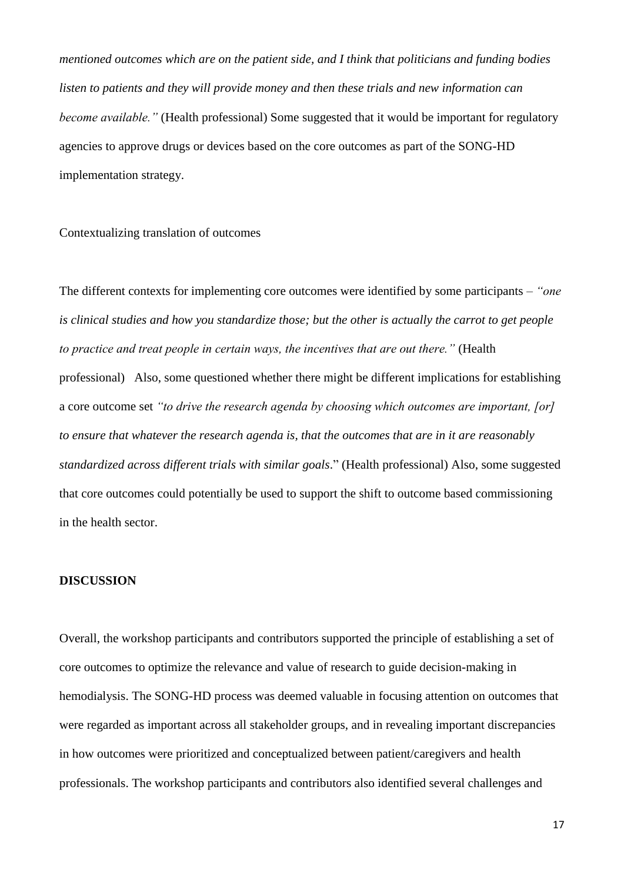*mentioned outcomes which are on the patient side, and I think that politicians and funding bodies listen to patients and they will provide money and then these trials and new information can become available."* (Health professional) Some suggested that it would be important for regulatory agencies to approve drugs or devices based on the core outcomes as part of the SONG-HD implementation strategy.

Contextualizing translation of outcomes

The different contexts for implementing core outcomes were identified by some participants – *"one is clinical studies and how you standardize those; but the other is actually the carrot to get people to practice and treat people in certain ways, the incentives that are out there."* (Health professional) Also, some questioned whether there might be different implications for establishing a core outcome set *"to drive the research agenda by choosing which outcomes are important, [or] to ensure that whatever the research agenda is, that the outcomes that are in it are reasonably standardized across different trials with similar goals*." (Health professional) Also, some suggested that core outcomes could potentially be used to support the shift to outcome based commissioning in the health sector.

## DISCUSSION

Overall, the workshop participants and contributors supported the principle of establishing a set of core outcomes to optimize the relevance and value of research to guide decision-making in hemodialysis. The SONG-HD process was deemed valuable in focusing attention on outcomes that were regarded as important across all stakeholder groups, and in revealing important discrepancies in how outcomes were prioritized and conceptualized between patient/caregivers and health professionals. The workshop participants and contributors also identified several challenges and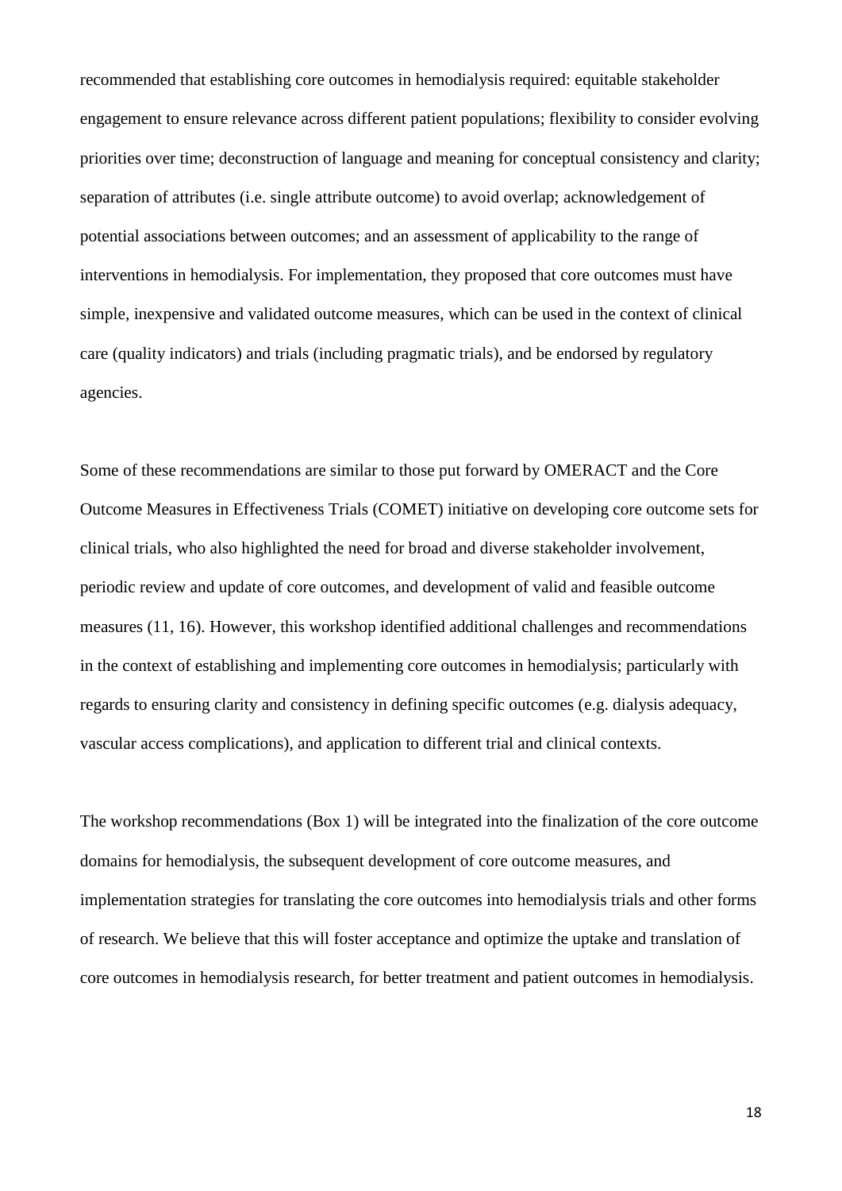recommended that establishing core outcomes in hemodialysis required: equitable stakeholder engagement to ensure relevance across different patient populations; flexibility to consider evolving priorities over time; deconstruction of language and meaning for conceptual consistency and clarity; separation of attributes (i.e. single attribute outcome) to avoid overlap; acknowledgement of potential associations between outcomes; and an assessment of applicability to the range of interventions in hemodialysis. For implementation, they proposed that core outcomes must have simple, inexpensive and validated outcome measures, which can be used in the context of clinical care (quality indicators) and trials (including pragmatic trials), and be endorsed by regulatory agencies.

Some of these recommendations are similar to those put forward by OMERACT and the Core Outcome Measures in Effectiveness Trials (COMET) initiative on developing core outcome sets for clinical trials, who also highlighted the need for broad and diverse stakeholder involvement, periodic review and update of core outcomes, and development of valid and feasible outcome measures (11, 16). However, this workshop identified additional challenges and recommendations in the context of establishing and implementing core outcomes in hemodialysis; particularly with regards to ensuring clarity and consistency in defining specific outcomes (e.g. dialysis adequacy, vascular access complications), and application to different trial and clinical contexts.

The workshop recommendations (Box 1) will be integrated into the finalization of the core outcome domains for hemodialysis, the subsequent development of core outcome measures, and implementation strategies for translating the core outcomes into hemodialysis trials and other forms of research. We believe that this will foster acceptance and optimize the uptake and translation of core outcomes in hemodialysis research, for better treatment and patient outcomes in hemodialysis.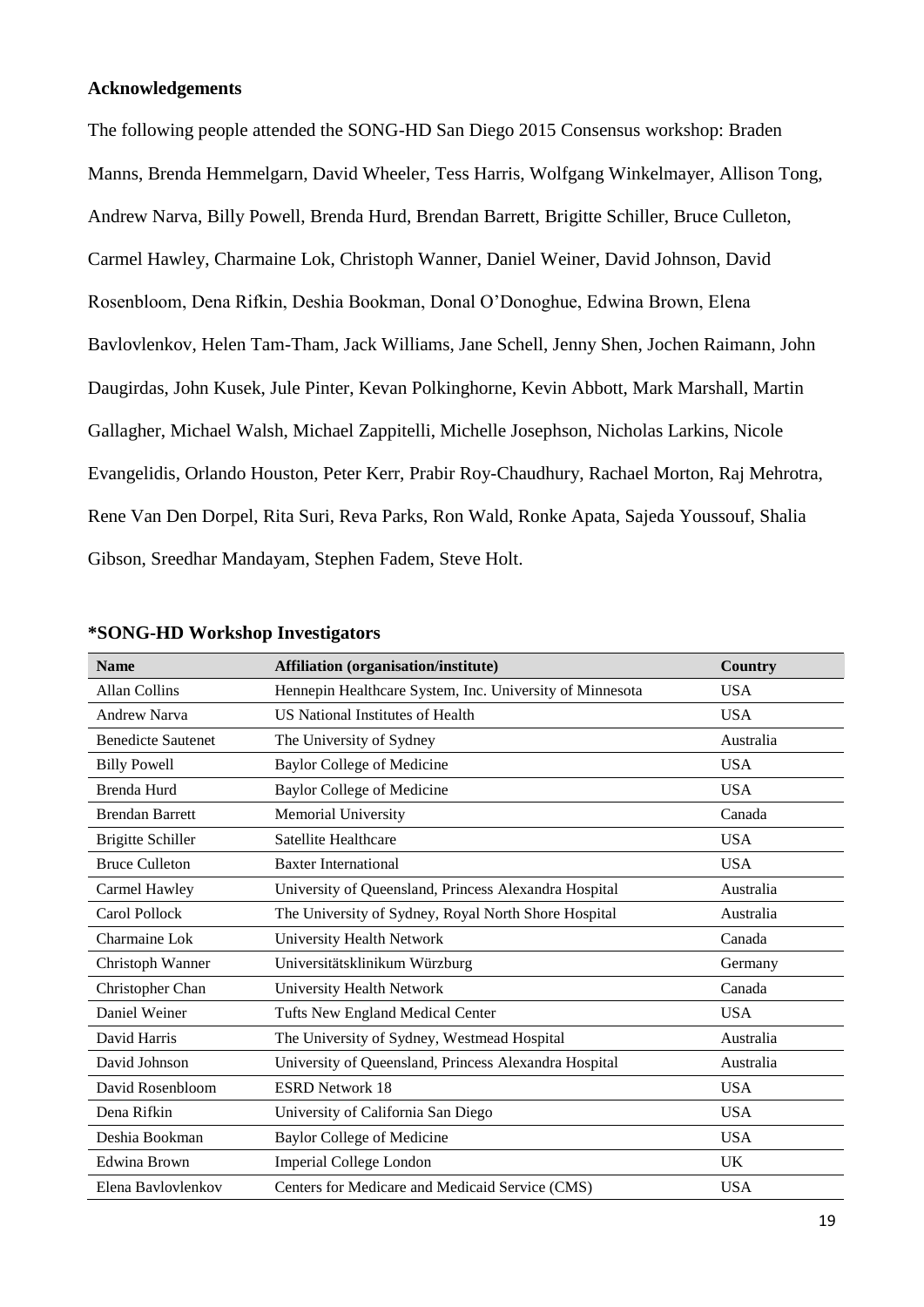## Acknowledgements

The following people attended the SONG-HD San Diego 2015 Consensus workshop: Braden Manns, Brenda Hemmelgarn, David Wheeler, Tess Harris, Wolfgang Winkelmayer, Allison Tong, Andrew Narva, Billy Powell, Brenda Hurd, Brendan Barrett, Brigitte Schiller, Bruce Culleton, Carmel Hawley, Charmaine Lok, Christoph Wanner, Daniel Weiner, David Johnson, David Rosenbloom, Dena Rifkin, Deshia Bookman, Donal O'Donoghue, Edwina Brown, Elena Bavlovlenkov, Helen Tam-Tham, Jack Williams, Jane Schell, Jenny Shen, Jochen Raimann, John Daugirdas, John Kusek, Jule Pinter, Kevan Polkinghorne, Kevin Abbott, Mark Marshall, Martin Gallagher, Michael Walsh, Michael Zappitelli, Michelle Josephson, Nicholas Larkins, Nicole Evangelidis, Orlando Houston, Peter Kerr, Prabir Roy-Chaudhury, Rachael Morton, Raj Mehrotra, Rene Van Den Dorpel, Rita Suri, Reva Parks, Ron Wald, Ronke Apata, Sajeda Youssouf, Shalia Gibson, Sreedhar Mandayam, Stephen Fadem, Steve Holt.

## *SONG-HD Workshop Investigators

| Name | Affiliation (organisation/institute) | Country |
|---|---|---|
| Allan Collins | Hennepin Healthcare System, Inc. University of Minnesota | USA |
| Andrew Narva | US National Institutes of Health | USA |
| Benedicte Sautenet | The University of Sydney | Australia |
| Billy Powell | Baylor College of Medicine | USA |
| Brenda Hurd | Baylor College of Medicine | USA |
| Brendan Barrett | Memorial University | Canada |
| Brigitte Schiller | Satellite Healthcare | USA |
| Bruce Culleton | Baxter International | USA |
| Carmel Hawley | University of Queensland, Princess Alexandra Hospital | Australia |
| Carol Pollock | The University of Sydney, Royal North Shore Hospital | Australia |
| Charmaine Lok | University Health Network | Canada |
| Christoph Wanner | Universitätsklinikum Würzburg | Germany |
| Christopher Chan | University Health Network | Canada |
| Daniel Weiner | Tufts New England Medical Center | USA |
| David Harris | The University of Sydney, Westmead Hospital | Australia |
| David Johnson | University of Queensland, Princess Alexandra Hospital | Australia |
| David Rosenbloom | ESRD Network 18 | USA |
| Dena Rifkin | University of California San Diego | USA |
| Deshia Bookman | Baylor College of Medicine | USA |
| Edwina Brown | Imperial College London | UK |
| Elena Bavlovlenkov | Centers for Medicare and Medicaid Service (CMS) | USA |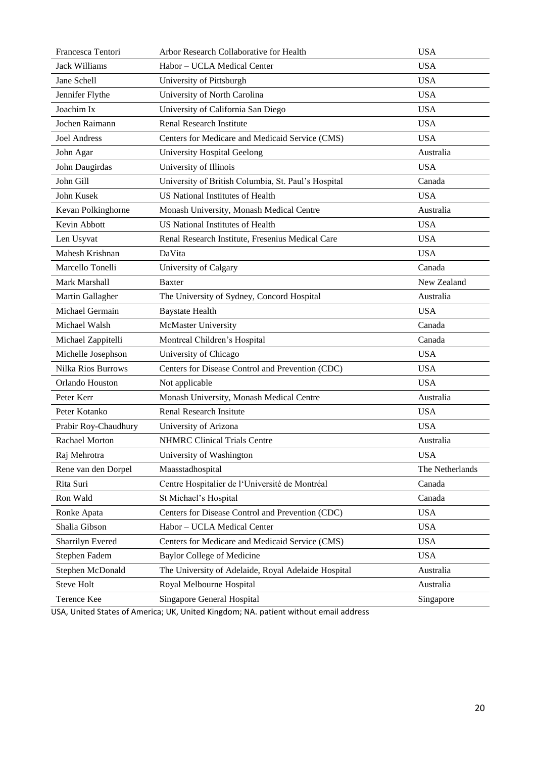| | | |
|---|---|---|
| Francesca Tentori | Arbor Research Collaborative for Health | USA |
| Jack Williams | Habor – UCLA Medical Center | USA |
| Jane Schell | University of Pittsburgh | USA |
| Jennifer Flythe | University of North Carolina | USA |
| Joachim Ix | University of California San Diego | USA |
| Jochen Raimann | Renal Research Institute | USA |
| Joel Andress | Centers for Medicare and Medicaid Service (CMS) | USA |
| John Agar | University Hospital Geelong | Australia |
| John Daugirdas | University of Illinois | USA |
| John Gill | University of British Columbia, St. Paul's Hospital | Canada |
| John Kusek | US National Institutes of Health | USA |
| Kevan Polkinghorne | Monash University, Monash Medical Centre | Australia |
| Kevin Abbott | US National Institutes of Health | USA |
| Len Usyvat | Renal Research Institute, Fresenius Medical Care | USA |
| Mahesh Krishnan | DaVita | USA |
| Marcello Tonelli | University of Calgary | Canada |
| Mark Marshall | Baxter | New Zealand |
| Martin Gallagher | The University of Sydney, Concord Hospital | Australia |
| Michael Germain | Baystate Health | USA |
| Michael Walsh | McMaster University | Canada |
| Michael Zappitelli | Montreal Children's Hospital | Canada |
| Michelle Josephson | University of Chicago | USA |
| Nilka Rios Burrows | Centers for Disease Control and Prevention (CDC) | USA |
| Orlando Houston | Not applicable | USA |
| Peter Kerr | Monash University, Monash Medical Centre | Australia |
| Peter Kotanko | Renal Research Insitute | USA |
| Prabir Roy-Chaudhury | University of Arizona | USA |
| Rachael Morton | NHMRC Clinical Trials Centre | Australia |
| Raj Mehrotra | University of Washington | USA |
| Rene van den Dorpel | Maasstadhospital | The Netherlands |
| Rita Suri | Centre Hospitalier de l'Université de Montréal | Canada |
| Ron Wald | St Michael's Hospital | Canada |
| Ronke Apata | Centers for Disease Control and Prevention (CDC) | USA |
| Shalia Gibson | Habor – UCLA Medical Center | USA |
| Sharrilyn Evered | Centers for Medicare and Medicaid Service (CMS) | USA |
| Stephen Fadem | Baylor College of Medicine | USA |
| Stephen McDonald | The University of Adelaide, Royal Adelaide Hospital | Australia |
| Steve Holt | Royal Melbourne Hospital | Australia |
| Terence Kee | Singapore General Hospital | Singapore |

USA, United States of America; UK, United Kingdom; NA. patient without email address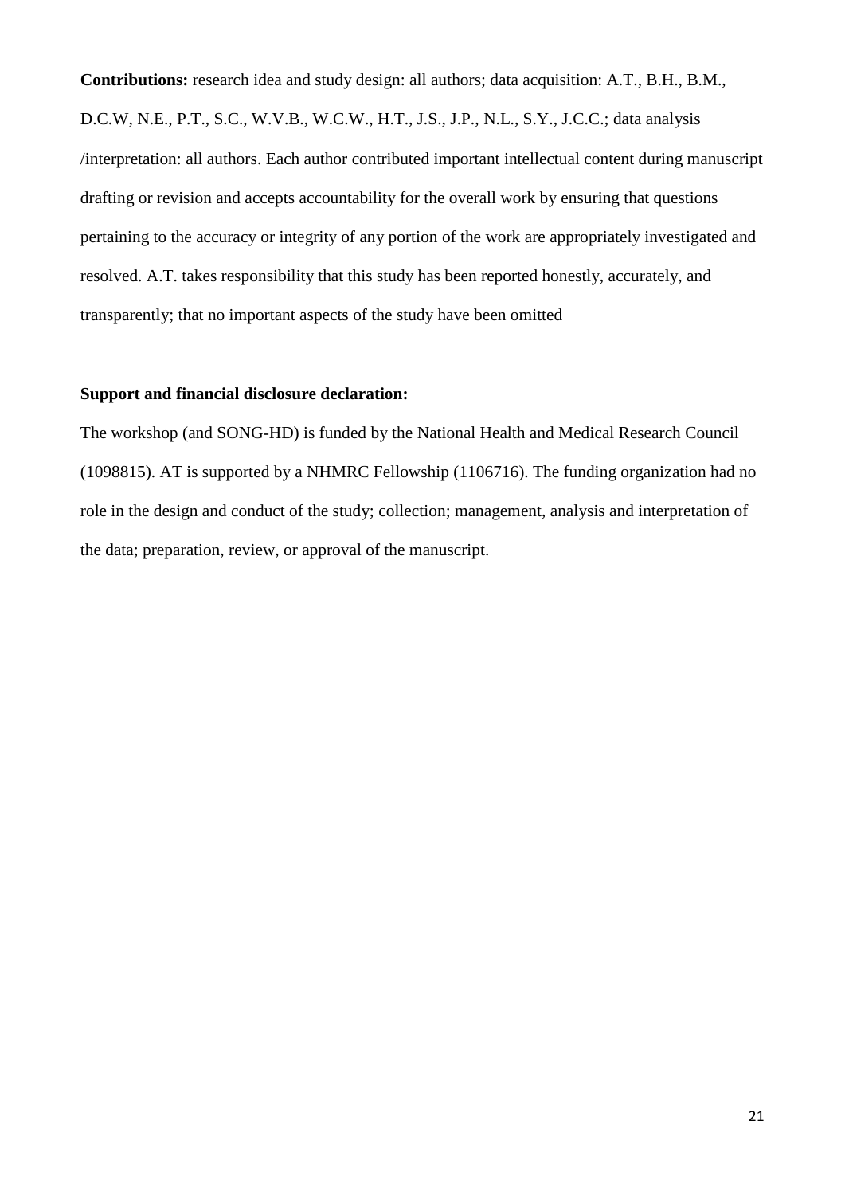**Contributions:** research idea and study design: all authors; data acquisition: A.T., B.H., B.M., D.C.W, N.E., P.T., S.C., W.V.B., W.C.W., H.T., J.S., J.P., N.L., S.Y., J.C.C.; data analysis /interpretation: all authors. Each author contributed important intellectual content during manuscript drafting or revision and accepts accountability for the overall work by ensuring that questions pertaining to the accuracy or integrity of any portion of the work are appropriately investigated and resolved. A.T. takes responsibility that this study has been reported honestly, accurately, and transparently; that no important aspects of the study have been omitted

**Support and financial disclosure declaration:**

The workshop (and SONG-HD) is funded by the National Health and Medical Research Council (1098815). AT is supported by a NHMRC Fellowship (1106716). The funding organization had no role in the design and conduct of the study; collection; management, analysis and interpretation of the data; preparation, review, or approval of the manuscript.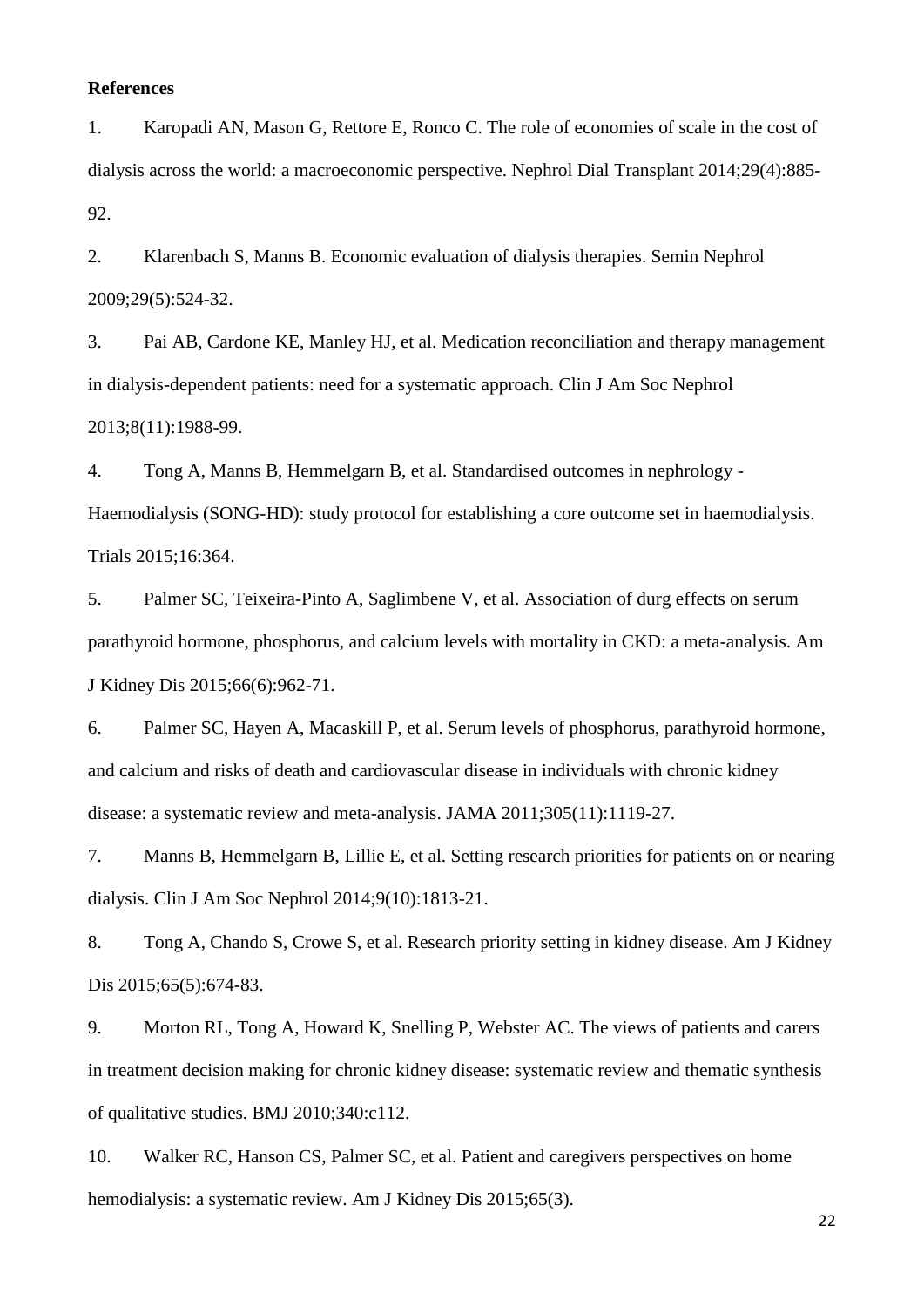**References**

1. Karopadi AN, Mason G, Rettore E, Ronco C. The role of economies of scale in the cost of dialysis across the world: a macroeconomic perspective. Nephrol Dial Transplant 2014;29(4):885-92.

2. Klarenbach S, Manns B. Economic evaluation of dialysis therapies. Semin Nephrol 2009;29(5):524-32.

3. Pai AB, Cardone KE, Manley HJ, et al. Medication reconciliation and therapy management in dialysis-dependent patients: need for a systematic approach. Clin J Am Soc Nephrol 2013;8(11):1988-99.

4. Tong A, Manns B, Hemmelgarn B, et al. Standardised outcomes in nephrology - Haemodialysis (SONG-HD): study protocol for establishing a core outcome set in haemodialysis. Trials 2015;16:364.

5. Palmer SC, Teixeira-Pinto A, Saglimbene V, et al. Association of durg effects on serum parathyroid hormone, phosphorus, and calcium levels with mortality in CKD: a meta-analysis. Am J Kidney Dis 2015;66(6):962-71.

6. Palmer SC, Hayen A, Macaskill P, et al. Serum levels of phosphorus, parathyroid hormone, and calcium and risks of death and cardiovascular disease in individuals with chronic kidney disease: a systematic review and meta-analysis. JAMA 2011;305(11):1119-27.

7. Manns B, Hemmelgarn B, Lillie E, et al. Setting research priorities for patients on or nearing dialysis. Clin J Am Soc Nephrol 2014;9(10):1813-21.

8. Tong A, Chando S, Crowe S, et al. Research priority setting in kidney disease. Am J Kidney Dis 2015;65(5):674-83.

9. Morton RL, Tong A, Howard K, Snelling P, Webster AC. The views of patients and carers in treatment decision making for chronic kidney disease: systematic review and thematic synthesis of qualitative studies. BMJ 2010;340:c112.

10. Walker RC, Hanson CS, Palmer SC, et al. Patient and caregivers perspectives on home hemodialysis: a systematic review. Am J Kidney Dis 2015;65(3).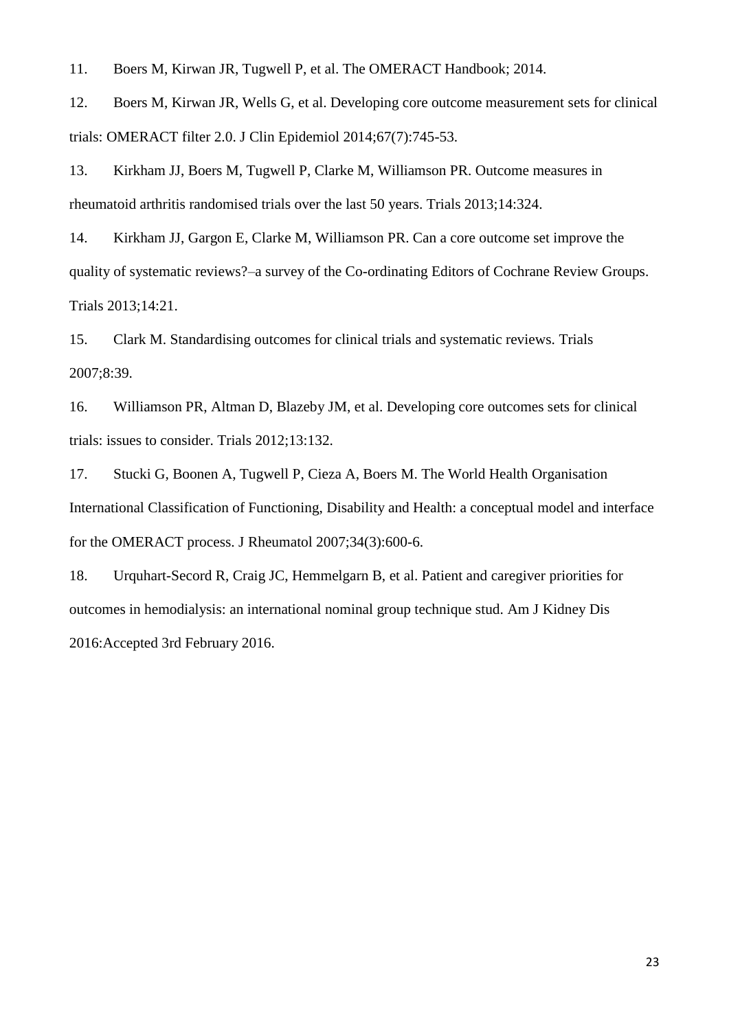11. Boers M, Kirwan JR, Tugwell P, et al. The OMERACT Handbook; 2014.

12. Boers M, Kirwan JR, Wells G, et al. Developing core outcome measurement sets for clinical trials: OMERACT filter 2.0. J Clin Epidemiol 2014;67(7):745-53.

13. Kirkham JJ, Boers M, Tugwell P, Clarke M, Williamson PR. Outcome measures in rheumatoid arthritis randomised trials over the last 50 years. Trials 2013;14:324.

14. Kirkham JJ, Gargon E, Clarke M, Williamson PR. Can a core outcome set improve the quality of systematic reviews?–a survey of the Co-ordinating Editors of Cochrane Review Groups. Trials 2013;14:21.

15. Clark M. Standardising outcomes for clinical trials and systematic reviews. Trials 2007;8:39.

16. Williamson PR, Altman D, Blazeby JM, et al. Developing core outcomes sets for clinical trials: issues to consider. Trials 2012;13:132.

17. Stucki G, Boonen A, Tugwell P, Cieza A, Boers M. The World Health Organisation International Classification of Functioning, Disability and Health: a conceptual model and interface for the OMERACT process. J Rheumatol 2007;34(3):600-6.

18. Urquhart-Secord R, Craig JC, Hemmelgarn B, et al. Patient and caregiver priorities for outcomes in hemodialysis: an international nominal group technique stud. Am J Kidney Dis 2016:Accepted 3rd February 2016.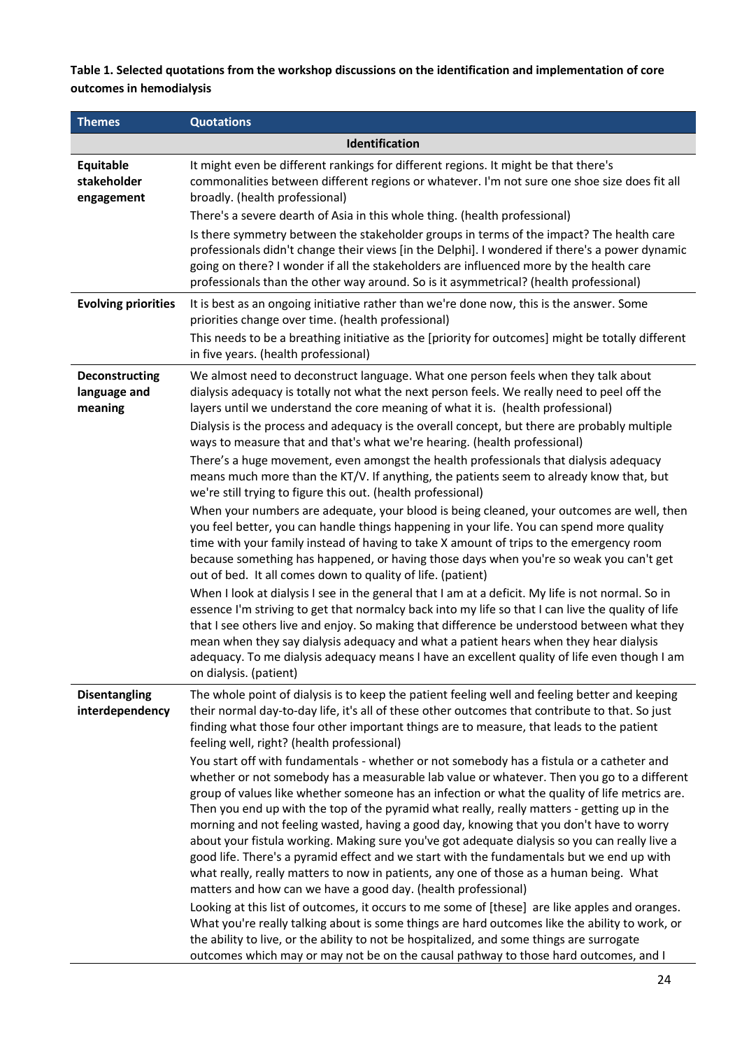**Table 1. Selected quotations from the workshop discussions on the identification and implementation of core outcomes in hemodialysis**

| Themes | Quotations |
|---|---|
| | **Identification** |
| **Equitable stakeholder engagement** | It might even be different rankings for different regions. It might be that there's commonalities between different regions or whatever. I'm not sure one shoe size does fit all broadly. (health professional) |
| | There's a severe dearth of Asia in this whole thing. (health professional) |
| | Is there symmetry between the stakeholder groups in terms of the impact? The health care professionals didn't change their views [in the Delphi]. I wondered if there's a power dynamic going on there? I wonder if all the stakeholders are influenced more by the health care professionals than the other way around. So is it asymmetrical? (health professional) |
| **Evolving priorities** | It is best as an ongoing initiative rather than we're done now, this is the answer. Some priorities change over time. (health professional) |
| | This needs to be a breathing initiative as the [priority for outcomes] might be totally different in five years. (health professional) |
| **Deconstructing language and meaning** | We almost need to deconstruct language. What one person feels when they talk about dialysis adequacy is totally not what the next person feels. We really need to peel off the layers until we understand the core meaning of what it is. (health professional) |
| | Dialysis is the process and adequacy is the overall concept, but there are probably multiple ways to measure that and that's what we're hearing. (health professional) |
| | There's a huge movement, even amongst the health professionals that dialysis adequacy means much more than the KT/V. If anything, the patients seem to already know that, but we're still trying to figure this out. (health professional) |
| | When your numbers are adequate, your blood is being cleaned, your outcomes are well, then you feel better, you can handle things happening in your life. You can spend more quality time with your family instead of having to take X amount of trips to the emergency room because something has happened, or having those days when you're so weak you can't get out of bed. It all comes down to quality of life. (patient) |
| | When I look at dialysis I see in the general that I am at a deficit. My life is not normal. So in essence I'm striving to get that normalcy back into my life so that I can live the quality of life that I see others live and enjoy. So making that difference be understood between what they mean when they say dialysis adequacy and what a patient hears when they hear dialysis adequacy. To me dialysis adequacy means I have an excellent quality of life even though I am on dialysis. (patient) |
| **Disentangling interdependency** | The whole point of dialysis is to keep the patient feeling well and feeling better and keeping their normal day-to-day life, it's all of these other outcomes that contribute to that. So just finding what those four other important things are to measure, that leads to the patient feeling well, right? (health professional) |
| | You start off with fundamentals - whether or not somebody has a fistula or a catheter and whether or not somebody has a measurable lab value or whatever. Then you go to a different group of values like whether someone has an infection or what the quality of life metrics are. Then you end up with the top of the pyramid what really, really matters - getting up in the morning and not feeling wasted, having a good day, knowing that you don't have to worry about your fistula working. Making sure you've got adequate dialysis so you can really live a good life. There's a pyramid effect and we start with the fundamentals but we end up with what really, really matters to now in patients, any one of those as a human being. What matters and how can we have a good day. (health professional) |
| | Looking at this list of outcomes, it occurs to me some of [these] are like apples and oranges. What you're really talking about is some things are hard outcomes like the ability to work, or the ability to live, or the ability to not be hospitalized, and some things are surrogate outcomes which may or may not be on the causal pathway to those hard outcomes, and I |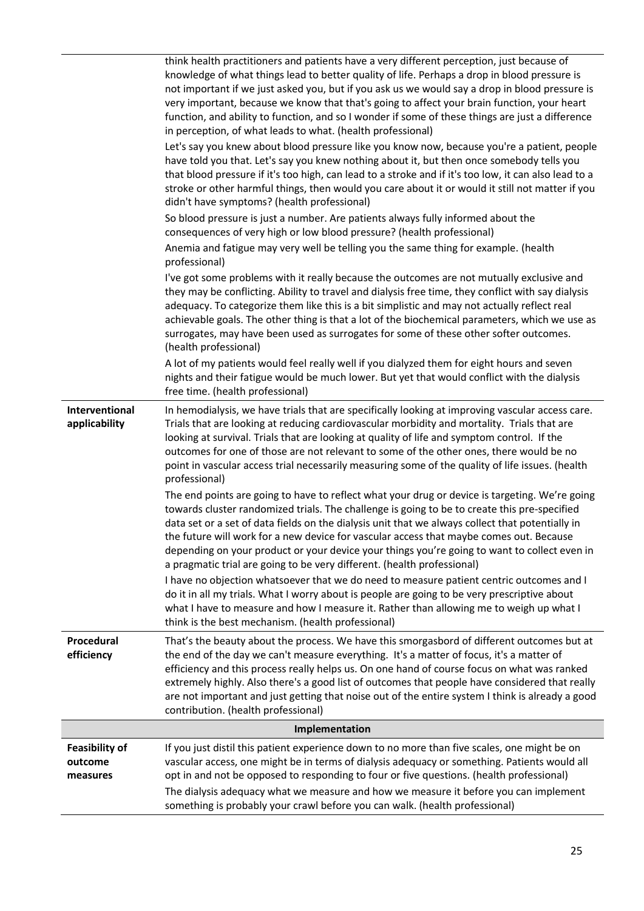| | |
|---|---|
| | think health practitioners and patients have a very different perception, just because of knowledge of what things lead to better quality of life. Perhaps a drop in blood pressure is not important if we just asked you, but if you ask us we would say a drop in blood pressure is very important, because we know that that's going to affect your brain function, your heart function, and ability to function, and so I wonder if some of these things are just a difference in perception, of what leads to what. (health professional)<br>Let's say you knew about blood pressure like you know now, because you're a patient, people have told you that. Let's say you knew nothing about it, but then once somebody tells you that blood pressure if it's too high, can lead to a stroke and if it's too low, it can also lead to a stroke or other harmful things, then would you care about it or would it still not matter if you didn't have symptoms? (health professional)<br>So blood pressure is just a number. Are patients always fully informed about the consequences of very high or low blood pressure? (health professional)<br>Anemia and fatigue may very well be telling you the same thing for example. (health professional)<br>I've got some problems with it really because the outcomes are not mutually exclusive and they may be conflicting. Ability to travel and dialysis free time, they conflict with say dialysis adequacy. To categorize them like this is a bit simplistic and may not actually reflect real achievable goals. The other thing is that a lot of the biochemical parameters, which we use as surrogates, may have been used as surrogates for some of these other softer outcomes. (health professional)<br>A lot of my patients would feel really well if you dialyzed them for eight hours and seven nights and their fatigue would be much lower. But yet that would conflict with the dialysis free time. (health professional) |
| **Interventional applicability** | In hemodialysis, we have trials that are specifically looking at improving vascular access care. Trials that are looking at reducing cardiovascular morbidity and mortality. Trials that are looking at survival. Trials that are looking at quality of life and symptom control. If the outcomes for one of those are not relevant to some of the other ones, there would be no point in vascular access trial necessarily measuring some of the quality of life issues. (health professional)<br>The end points are going to have to reflect what your drug or device is targeting. We're going towards cluster randomized trials. The challenge is going to be to create this pre-specified data set or a set of data fields on the dialysis unit that we always collect that potentially in the future will work for a new device for vascular access that maybe comes out. Because depending on your product or your device your things you're going to want to collect even in a pragmatic trial are going to be very different. (health professional)<br>I have no objection whatsoever that we do need to measure patient centric outcomes and I do it in all my trials. What I worry about is people are going to be very prescriptive about what I have to measure and how I measure it. Rather than allowing me to weigh up what I think is the best mechanism. (health professional) |
| **Procedural efficiency** | That's the beauty about the process. We have this smorgasbord of different outcomes but at the end of the day we can't measure everything. It's a matter of focus, it's a matter of efficiency and this process really helps us. On one hand of course focus on what was ranked extremely highly. Also there's a good list of outcomes that people have considered that really are not important and just getting that noise out of the entire system I think is already a good contribution. (health professional) |
| **Implementation** | |
| **Feasibility of outcome measures** | If you just distil this patient experience down to no more than five scales, one might be on vascular access, one might be in terms of dialysis adequacy or something. Patients would all opt in and not be opposed to responding to four or five questions. (health professional)<br>The dialysis adequacy what we measure and how we measure it before you can implement something is probably your crawl before you can walk. (health professional) |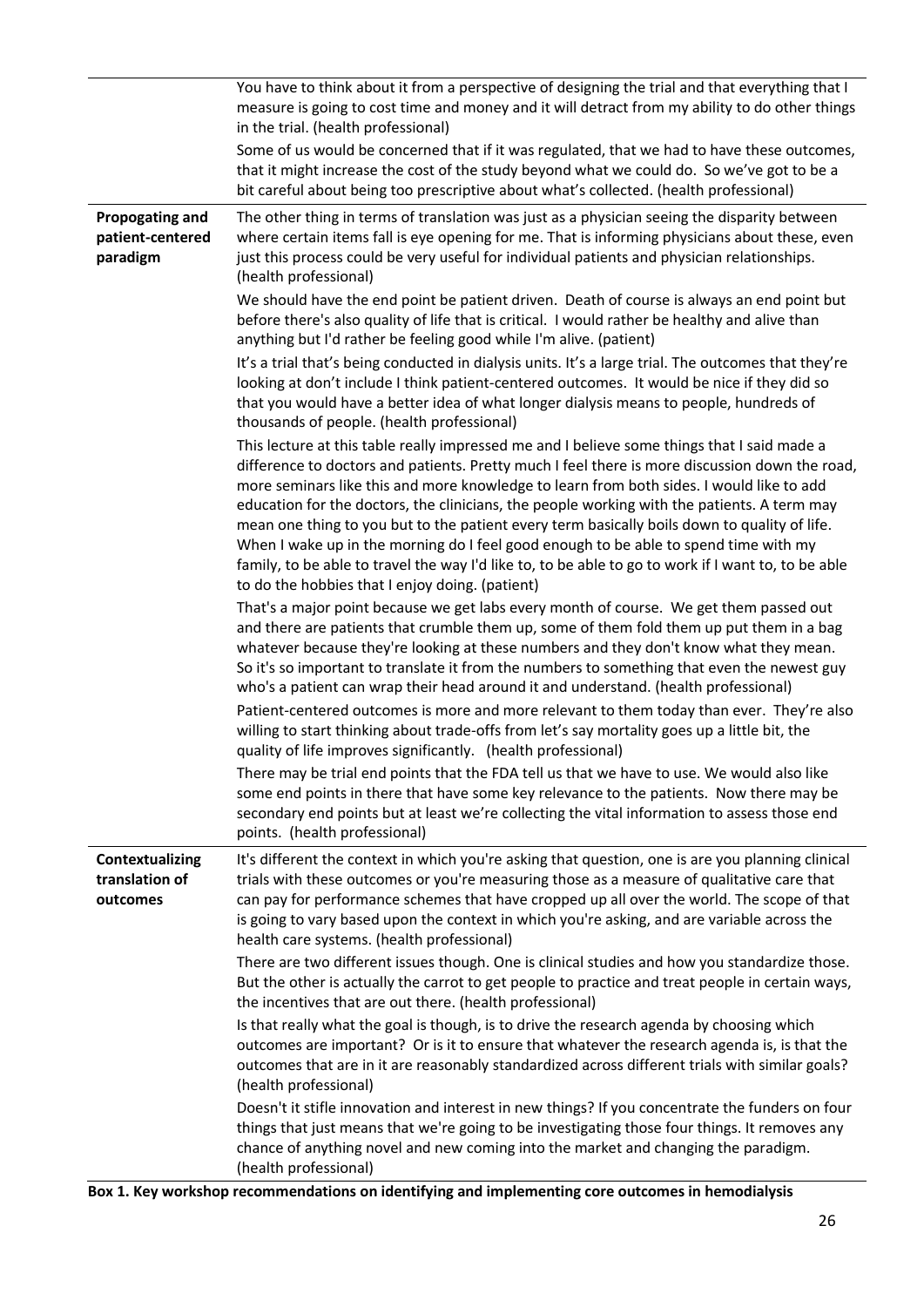| | |
|---|---|
| | You have to think about it from a perspective of designing the trial and that everything that I measure is going to cost time and money and it will detract from my ability to do other things in the trial. (health professional)<br><br>Some of us would be concerned that if it was regulated, that we had to have these outcomes, that it might increase the cost of the study beyond what we could do. So we've got to be a bit careful about being too prescriptive about what's collected. (health professional) |
| **Propogating and patient-centered paradigm** | The other thing in terms of translation was just as a physician seeing the disparity between where certain items fall is eye opening for me. That is informing physicians about these, even just this process could be very useful for individual patients and physician relationships. (health professional)<br><br>We should have the end point be patient driven. Death of course is always an end point but before there's also quality of life that is critical. I would rather be healthy and alive than anything but I'd rather be feeling good while I'm alive. (patient)<br><br>It's a trial that's being conducted in dialysis units. It's a large trial. The outcomes that they're looking at don't include I think patient-centered outcomes. It would be nice if they did so that you would have a better idea of what longer dialysis means to people, hundreds of thousands of people. (health professional)<br><br>This lecture at this table really impressed me and I believe some things that I said made a difference to doctors and patients. Pretty much I feel there is more discussion down the road, more seminars like this and more knowledge to learn from both sides. I would like to add education for the doctors, the clinicians, the people working with the patients. A term may mean one thing to you but to the patient every term basically boils down to quality of life. When I wake up in the morning do I feel good enough to be able to spend time with my family, to be able to travel the way I'd like to, to be able to go to work if I want to, to be able to do the hobbies that I enjoy doing. (patient)<br><br>That's a major point because we get labs every month of course. We get them passed out and there are patients that crumble them up, some of them fold them up put them in a bag whatever because they're looking at these numbers and they don't know what they mean. So it's so important to translate it from the numbers to something that even the newest guy who's a patient can wrap their head around it and understand. (health professional)<br><br>Patient-centered outcomes is more and more relevant to them today than ever. They're also willing to start thinking about trade-offs from let's say mortality goes up a little bit, the quality of life improves significantly. (health professional)<br><br>There may be trial end points that the FDA tell us that we have to use. We would also like some end points in there that have some key relevance to the patients. Now there may be secondary end points but at least we're collecting the vital information to assess those end points. (health professional) |
| **Contextualizing translation of outcomes** | It's different the context in which you're asking that question, one is are you planning clinical trials with these outcomes or you're measuring those as a measure of qualitative care that can pay for performance schemes that have cropped up all over the world. The scope of that is going to vary based upon the context in which you're asking, and are variable across the health care systems. (health professional)<br><br>There are two different issues though. One is clinical studies and how you standardize those. But the other is actually the carrot to get people to practice and treat people in certain ways, the incentives that are out there. (health professional)<br><br>Is that really what the goal is though, is to drive the research agenda by choosing which outcomes are important? Or is it to ensure that whatever the research agenda is, is that the outcomes that are in it are reasonably standardized across different trials with similar goals? (health professional)<br><br>Doesn't it stifle innovation and interest in new things? If you concentrate the funders on four things that just means that we're going to be investigating those four things. It removes any chance of anything novel and new coming into the market and changing the paradigm. (health professional) |

**Box 1. Key workshop recommendations on identifying and implementing core outcomes in hemodialysis**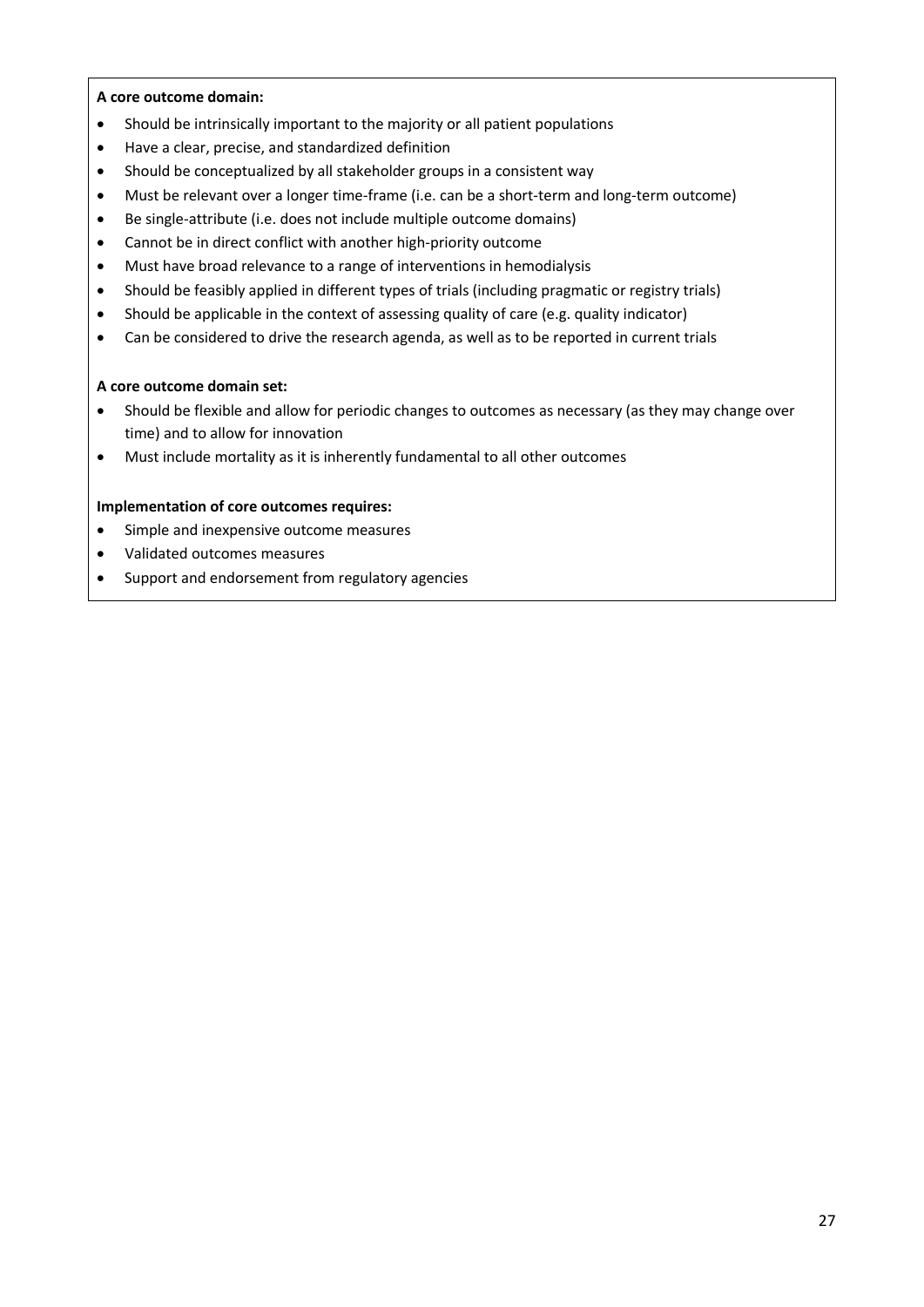**A core outcome domain:**

- Should be intrinsically important to the majority or all patient populations
- Have a clear, precise, and standardized definition
- Should be conceptualized by all stakeholder groups in a consistent way
- Must be relevant over a longer time-frame (i.e. can be a short-term and long-term outcome)
- Be single-attribute (i.e. does not include multiple outcome domains)
- Cannot be in direct conflict with another high-priority outcome
- Must have broad relevance to a range of interventions in hemodialysis
- Should be feasibly applied in different types of trials (including pragmatic or registry trials)
- Should be applicable in the context of assessing quality of care (e.g. quality indicator)
- Can be considered to drive the research agenda, as well as to be reported in current trials

**A core outcome domain set:**

- Should be flexible and allow for periodic changes to outcomes as necessary (as they may change over time) and to allow for innovation
- Must include mortality as it is inherently fundamental to all other outcomes

**Implementation of core outcomes requires:**

- Simple and inexpensive outcome measures
- Validated outcomes measures
- Support and endorsement from regulatory agencies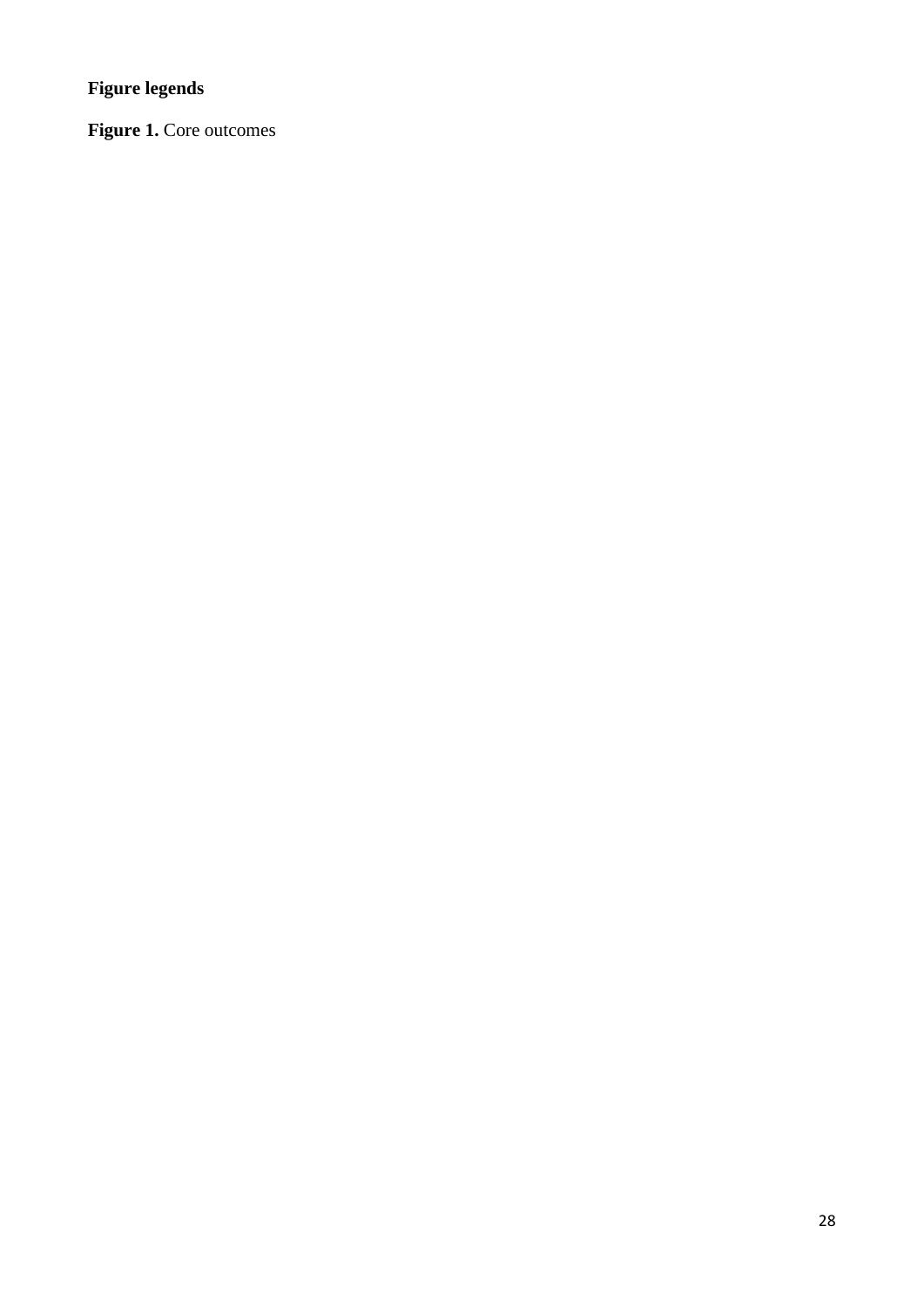## Figure legends

**Figure 1.** Core outcomes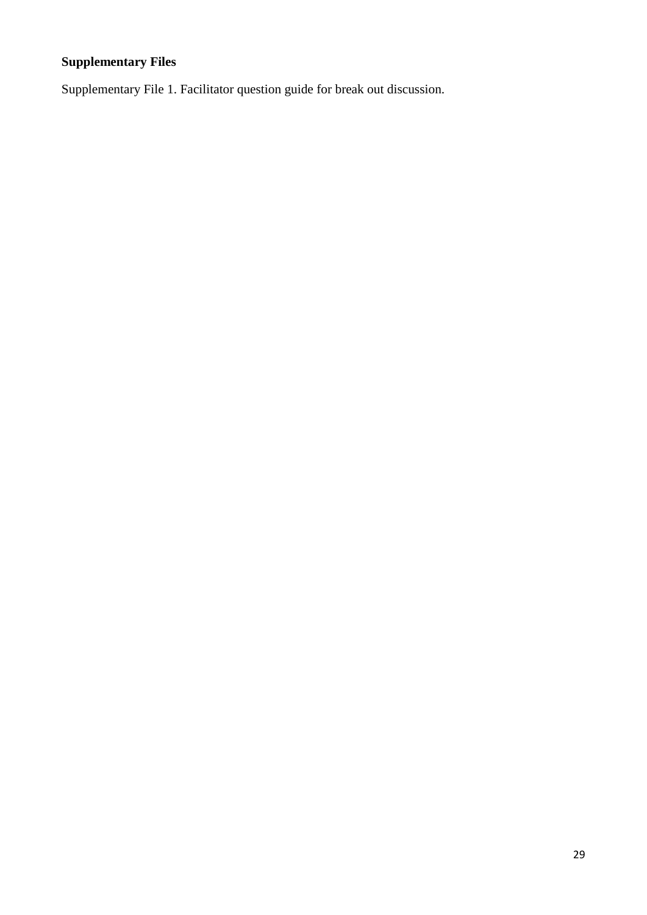## Supplementary Files

Supplementary File 1. Facilitator question guide for break out discussion.